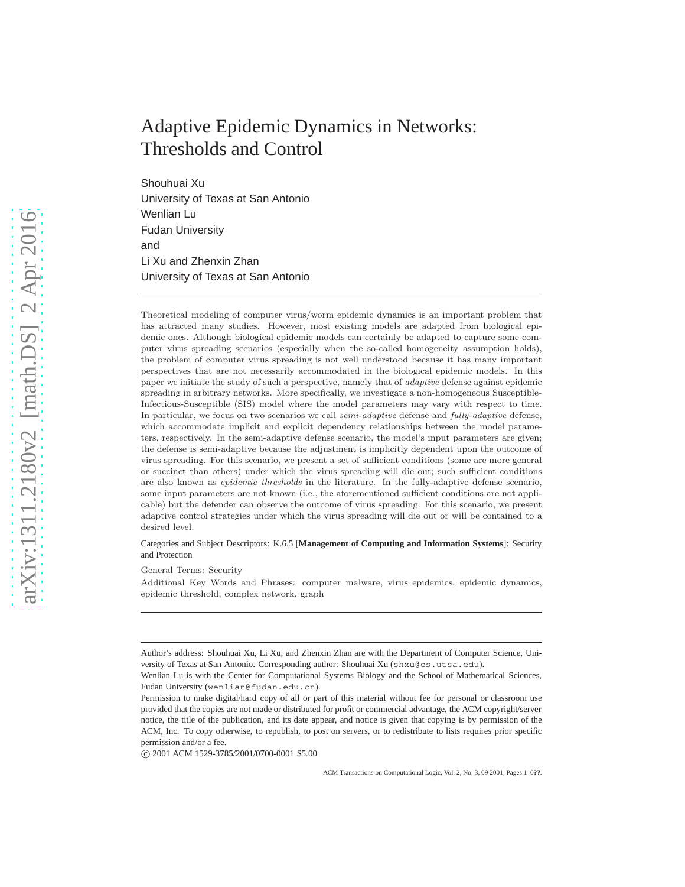# Adaptive Epidemic Dynamics in Networks: Thresholds and Control

Shouhuai Xu
University of Texas at San Antonio
Wenlian Lu
Fudan University
and
Li Xu and Zhenxin Zhan
University of Texas at San Antonio

---

Theoretical modeling of computer virus/worm epidemic dynamics is an important problem that has attracted many studies. However, most existing models are adapted from biological epidemic ones. Although biological epidemic models can certainly be adapted to capture some computer virus spreading scenarios (especially when the so-called homogeneity assumption holds), the problem of computer virus spreading is not well understood because it has many important perspectives that are not necessarily accommodated in the biological epidemic models. In this paper we initiate the study of such a perspective, namely that of *adaptive* defense against epidemic spreading in arbitrary networks. More specifically, we investigate a non-homogeneous Susceptible-Infectious-Susceptible (SIS) model where the model parameters may vary with respect to time. In particular, we focus on two scenarios we call *semi-adaptive* defense and *fully-adaptive* defense, which accommodate implicit and explicit dependency relationships between the model parameters, respectively. In the semi-adaptive defense scenario, the model's input parameters are given; the defense is semi-adaptive because the adjustment is implicitly dependent upon the outcome of virus spreading. For this scenario, we present a set of sufficient conditions (some are more general or succinct than others) under which the virus spreading will die out; such sufficient conditions are also known as *epidemic thresholds* in the literature. In the fully-adaptive defense scenario, some input parameters are not known (i.e., the aforementioned sufficient conditions are not applicable) but the defender can observe the outcome of virus spreading. For this scenario, we present adaptive control strategies under which the virus spreading will die out or will be contained to a desired level.

Categories and Subject Descriptors: K.6.5 [**Management of Computing and Information Systems**]: Security and Protection

General Terms: Security

Additional Key Words and Phrases: computer malware, virus epidemics, epidemic dynamics, epidemic threshold, complex network, graph

---

Author's address: Shouhuai Xu, Li Xu, and Zhenxin Zhan are with the Department of Computer Science, University of Texas at San Antonio. Corresponding author: Shouhuai Xu (shxu@cs.utsa.edu).

Wenlian Lu is with the Center for Computational Systems Biology and the School of Mathematical Sciences, Fudan University (wenlian@fudan.edu.cn).

Permission to make digital/hard copy of all or part of this material without fee for personal or classroom use provided that the copies are not made or distributed for profit or commercial advantage, the ACM copyright/server notice, the title of the publication, and its date appear, and notice is given that copying is by permission of the ACM, Inc. To copy otherwise, to republish, to post on servers, or to redistribute to lists requires prior specific permission and/or a fee.

© 2001 ACM 1529-3785/2001/0700-0001 $5.00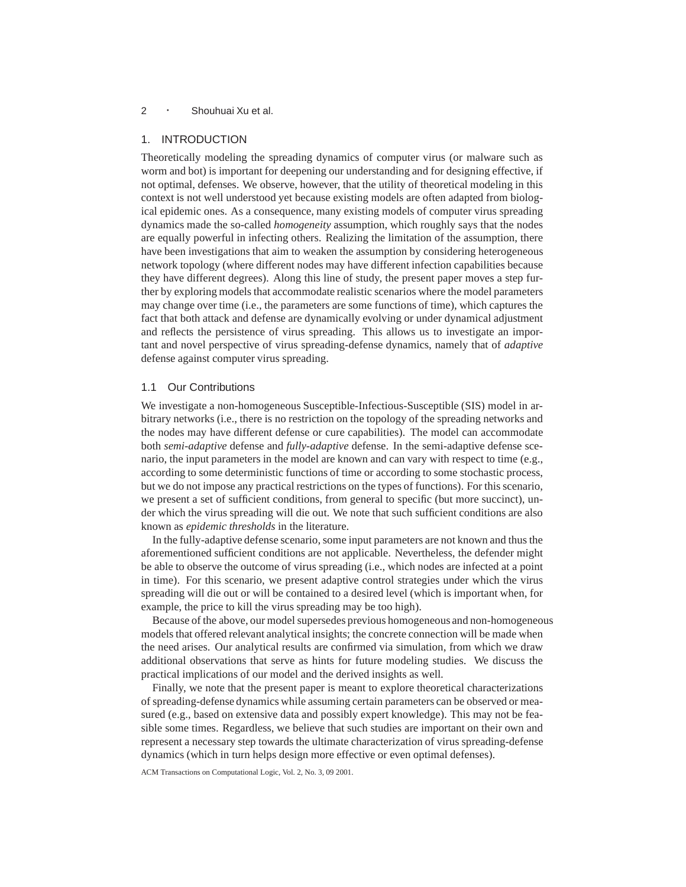## 1. INTRODUCTION

Theoretically modeling the spreading dynamics of computer virus (or malware such as worm and bot) is important for deepening our understanding and for designing effective, if not optimal, defenses. We observe, however, that the utility of theoretical modeling in this context is not well understood yet because existing models are often adapted from biological epidemic ones. As a consequence, many existing models of computer virus spreading dynamics made the so-called *homogeneity* assumption, which roughly says that the nodes are equally powerful in infecting others. Realizing the limitation of the assumption, there have been investigations that aim to weaken the assumption by considering heterogeneous network topology (where different nodes may have different infection capabilities because they have different degrees). Along this line of study, the present paper moves a step further by exploring models that accommodate realistic scenarios where the model parameters may change over time (i.e., the parameters are some functions of time), which captures the fact that both attack and defense are dynamically evolving or under dynamical adjustment and reflects the persistence of virus spreading. This allows us to investigate an important and novel perspective of virus spreading-defense dynamics, namely that of *adaptive* defense against computer virus spreading.

### 1.1 Our Contributions

We investigate a non-homogeneous Susceptible-Infectious-Susceptible (SIS) model in arbitrary networks (i.e., there is no restriction on the topology of the spreading networks and the nodes may have different defense or cure capabilities). The model can accommodate both *semi-adaptive* defense and *fully-adaptive* defense. In the semi-adaptive defense scenario, the input parameters in the model are known and can vary with respect to time (e.g., according to some deterministic functions of time or according to some stochastic process, but we do not impose any practical restrictions on the types of functions). For this scenario, we present a set of sufficient conditions, from general to specific (but more succinct), under which the virus spreading will die out. We note that such sufficient conditions are also known as *epidemic thresholds* in the literature.

In the fully-adaptive defense scenario, some input parameters are not known and thus the aforementioned sufficient conditions are not applicable. Nevertheless, the defender might be able to observe the outcome of virus spreading (i.e., which nodes are infected at a point in time). For this scenario, we present adaptive control strategies under which the virus spreading will die out or will be contained to a desired level (which is important when, for example, the price to kill the virus spreading may be too high).

Because of the above, our model supersedes previous homogeneous and non-homogeneous models that offered relevant analytical insights; the concrete connection will be made when the need arises. Our analytical results are confirmed via simulation, from which we draw additional observations that serve as hints for future modeling studies. We discuss the practical implications of our model and the derived insights as well.

Finally, we note that the present paper is meant to explore theoretical characterizations of spreading-defense dynamics while assuming certain parameters can be observed or measured (e.g., based on extensive data and possibly expert knowledge). This may not be feasible some times. Regardless, we believe that such studies are important on their own and represent a necessary step towards the ultimate characterization of virus spreading-defense dynamics (which in turn helps design more effective or even optimal defenses).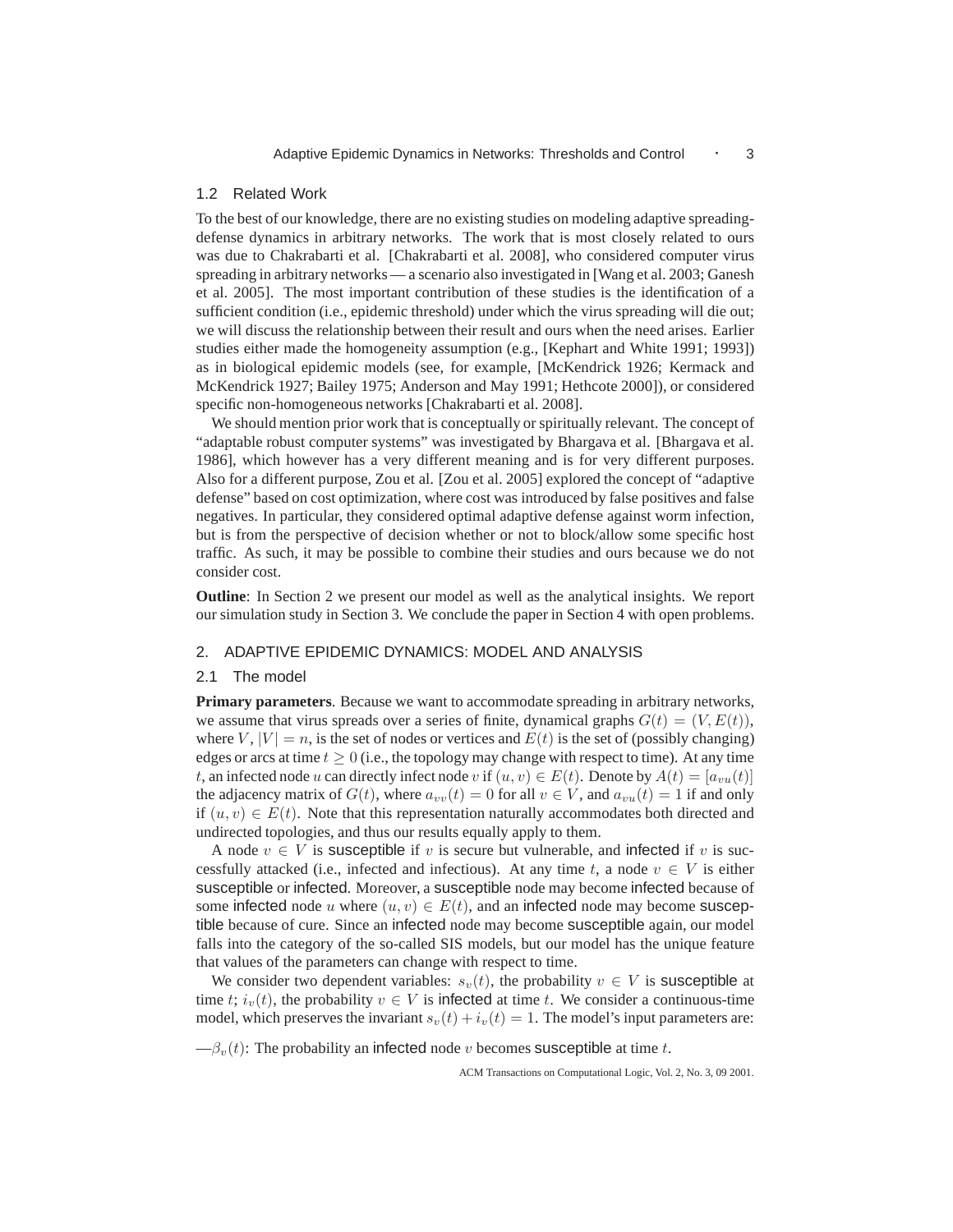### 1.2 Related Work

To the best of our knowledge, there are no existing studies on modeling adaptive spreading-defense dynamics in arbitrary networks. The work that is most closely related to ours was due to Chakrabarti et al. [Chakrabarti et al. 2008], who considered computer virus spreading in arbitrary networks — a scenario also investigated in [Wang et al. 2003; Ganesh et al. 2005]. The most important contribution of these studies is the identification of a sufficient condition (i.e., epidemic threshold) under which the virus spreading will die out; we will discuss the relationship between their result and ours when the need arises. Earlier studies either made the homogeneity assumption (e.g., [Kephart and White 1991; 1993]) as in biological epidemic models (see, for example, [McKendrick 1926; Kermack and McKendrick 1927; Bailey 1975; Anderson and May 1991; Hethcote 2000]), or considered specific non-homogeneous networks [Chakrabarti et al. 2008].

We should mention prior work that is conceptually or spiritually relevant. The concept of "adaptable robust computer systems" was investigated by Bhargava et al. [Bhargava et al. 1986], which however has a very different meaning and is for very different purposes. Also for a different purpose, Zou et al. [Zou et al. 2005] explored the concept of "adaptive defense" based on cost optimization, where cost was introduced by false positives and false negatives. In particular, they considered optimal adaptive defense against worm infection, but is from the perspective of decision whether or not to block/allow some specific host traffic. As such, it may be possible to combine their studies and ours because we do not consider cost.

**Outline**: In Section 2 we present our model as well as the analytical insights. We report our simulation study in Section 3. We conclude the paper in Section 4 with open problems.

## 2. ADAPTIVE EPIDEMIC DYNAMICS: MODEL AND ANALYSIS

### 2.1 The model

**Primary parameters**. Because we want to accommodate spreading in arbitrary networks, we assume that virus spreads over a series of finite, dynamical graphs $G(t) = (V, E(t))$, where $V$, $|V| = n$, is the set of nodes or vertices and $E(t)$ is the set of (possibly changing) edges or arcs at time $t \geq 0$ (i.e., the topology may change with respect to time). At any time $t$, an infected node $u$ can directly infect node $v$ if $(u, v) \in E(t)$. Denote by $A(t) = [a_{vu}(t)]$ the adjacency matrix of $G(t)$, where $a_{vv}(t) = 0$ for all $v \in V$, and $a_{vu}(t) = 1$ if and only if $(u, v) \in E(t)$. Note that this representation naturally accommodates both directed and undirected topologies, and thus our results equally apply to them.

A node $v \in V$ is susceptible if $v$ is secure but vulnerable, and infected if $v$ is successfully attacked (i.e., infected and infectious). At any time $t$, a node $v \in V$ is either susceptible or infected. Moreover, a susceptible node may become infected because of some infected node $u$ where $(u, v) \in E(t)$, and an infected node may become susceptible because of cure. Since an infected node may become susceptible again, our model falls into the category of the so-called SIS models, but our model has the unique feature that values of the parameters can change with respect to time.

We consider two dependent variables: $s_v(t)$, the probability $v \in V$ is susceptible at time $t$; $i_v(t)$, the probability $v \in V$ is infected at time $t$. We consider a continuous-time model, which preserves the invariant $s_v(t) + i_v(t) = 1$. The model's input parameters are:

—$\beta_v(t)$: The probability an infected node $v$ becomes susceptible at time $t$.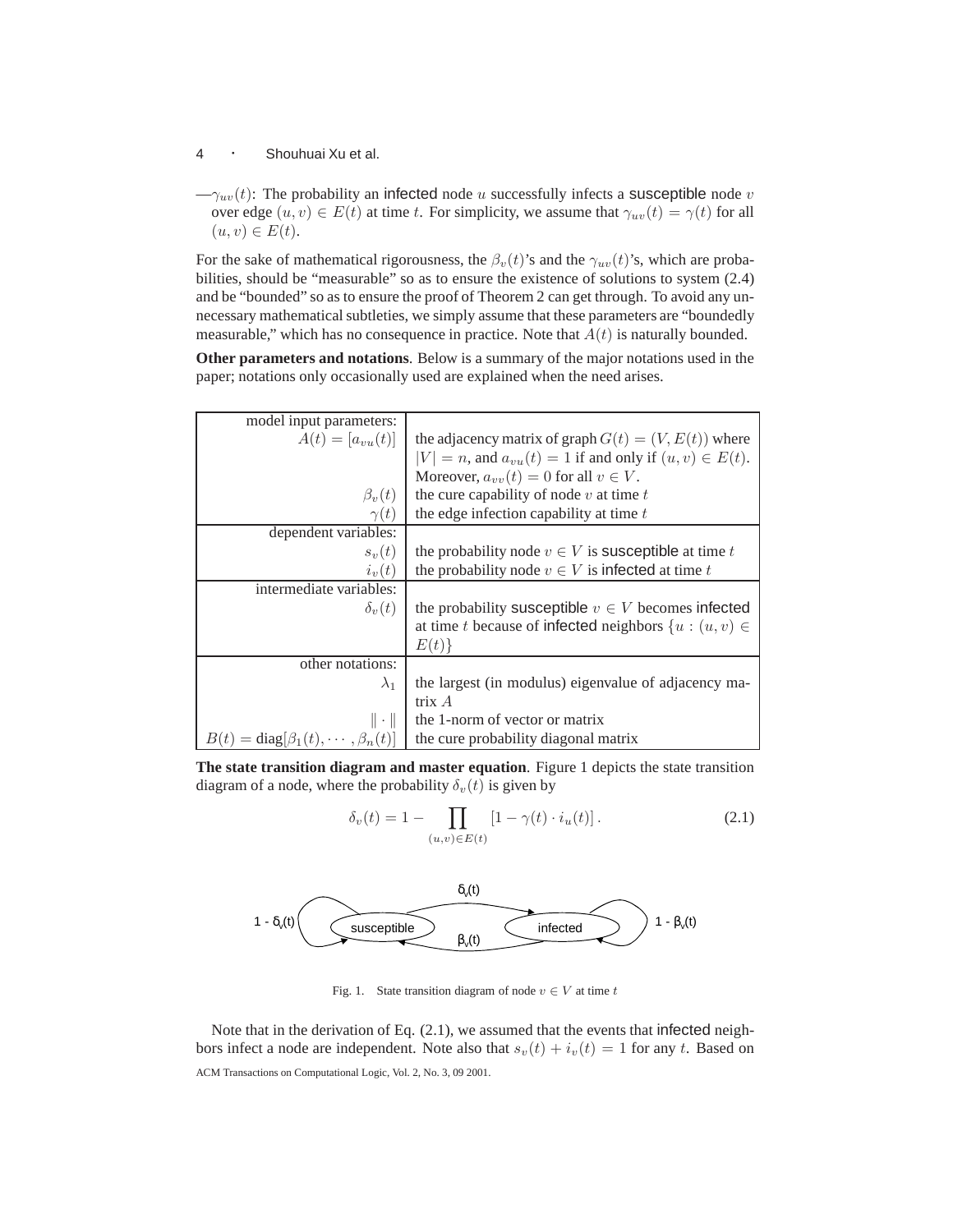—$\gamma_{uv}(t)$: The probability an infected node $u$ successfully infects a susceptible node $v$ over edge $(u, v) \in E(t)$ at time $t$. For simplicity, we assume that $\gamma_{uv}(t) = \gamma(t)$ for all $(u, v) \in E(t)$.

For the sake of mathematical rigorousness, the $\beta_v(t)$'s and the $\gamma_{uv}(t)$'s, which are probabilities, should be "measurable" so as to ensure the existence of solutions to system (2.4) and be "bounded" so as to ensure the proof of Theorem 2 can get through. To avoid any unnecessary mathematical subtleties, we simply assume that these parameters are "boundedly measurable," which has no consequence in practice. Note that $A(t)$ is naturally bounded.

**Other parameters and notations**. Below is a summary of the major notations used in the paper; notations only occasionally used are explained when the need arises.

| | |
|---|---|
| model input parameters: | |
| $A(t) = [a_{vu}(t)]$ | the adjacency matrix of graph $G(t) = (V, E(t))$ where $\|V\| = n$, and $a_{vu}(t) = 1$ if and only if $(u, v) \in E(t)$. Moreover, $a_{vv}(t) = 0$ for all $v \in V$. |
| $\beta_v(t)$ | the cure capability of node $v$ at time $t$ |
| $\gamma(t)$ | the edge infection capability at time $t$ |
| dependent variables: | |
| $s_v(t)$ | the probability node $v \in V$ is susceptible at time $t$ |
| $i_v(t)$ | the probability node $v \in V$ is infected at time $t$ |
| intermediate variables: | |
| $\delta_v(t)$ | the probability susceptible $v \in V$ becomes infected at time $t$ because of infected neighbors $\{u : (u, v) \in E(t)\}$ |
| other notations: | |
| $\lambda_1$ | the largest (in modulus) eigenvalue of adjacency matrix $A$ |
| $\|\cdot\|$ | the 1-norm of vector or matrix |
| $B(t) = \text{diag}[\beta_1(t), \cdots, \beta_n(t)]$ | the cure probability diagonal matrix |

**The state transition diagram and master equation**. Figure 1 depicts the state transition diagram of a node, where the probability $\delta_v(t)$ is given by

$$\delta_v(t) = 1 - \prod_{(u,v)\in E(t)} \left[1 - \gamma(t) \cdot i_u(t)\right]. \tag{2.1}$$

Fig. 1. State transition diagram of node $v \in V$ at time $t$

Note that in the derivation of Eq. (2.1), we assumed that the events that infected neighbors infect a node are independent. Note also that $s_v(t) + i_v(t) = 1$ for any $t$. Based on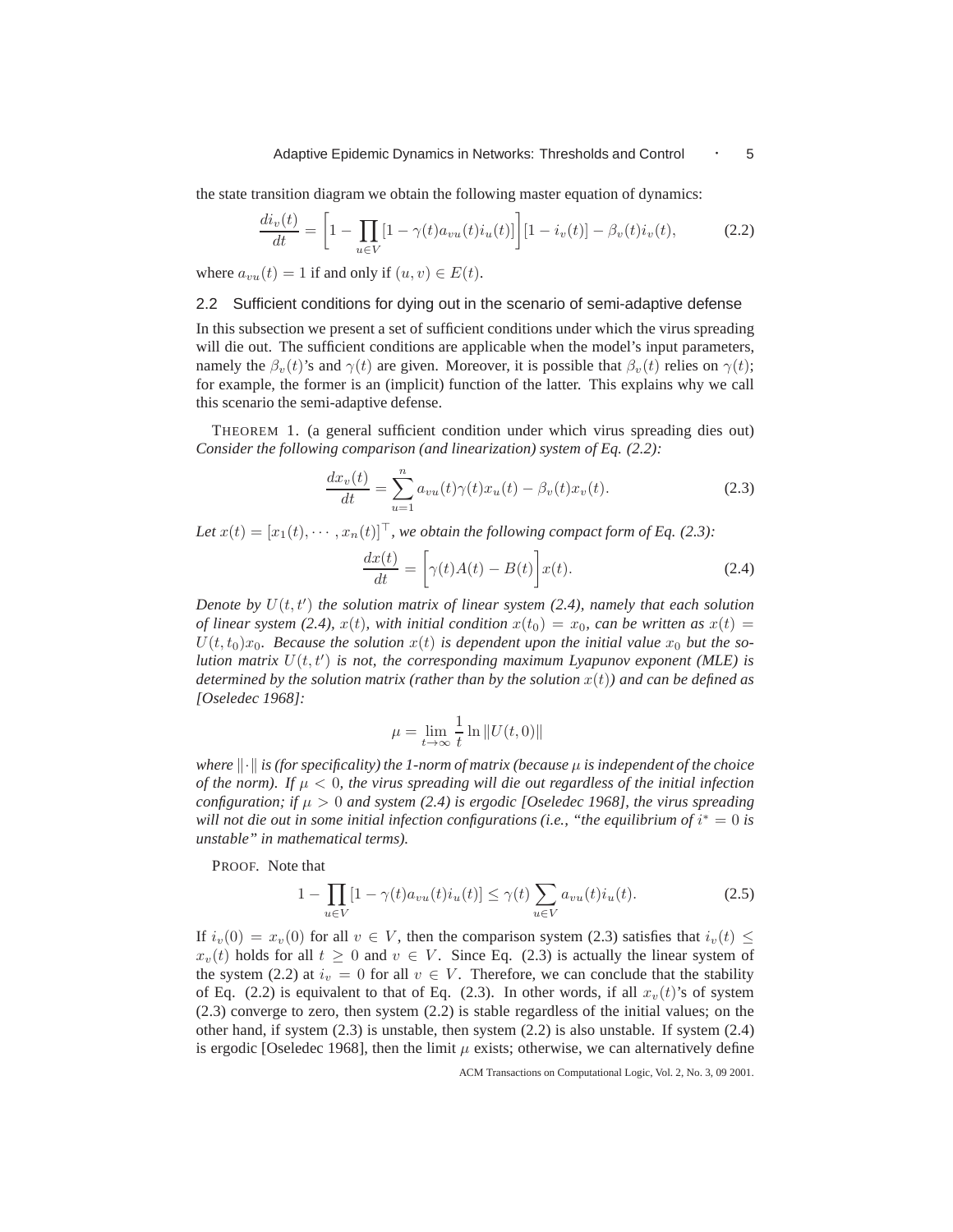the state transition diagram we obtain the following master equation of dynamics:

$$\frac{di_v(t)}{dt} = \left[1 - \prod_{u \in V} [1 - \gamma(t) a_{vu}(t) i_u(t)]\right] [1 - i_v(t)] - \beta_v(t) i_v(t), \tag{2.2}$$

where $a_{vu}(t) = 1$ if and only if $(u, v) \in E(t)$.

## 2.2 Sufficient conditions for dying out in the scenario of semi-adaptive defense

In this subsection we present a set of sufficient conditions under which the virus spreading will die out. The sufficient conditions are applicable when the model's input parameters, namely the $\beta_v(t)$'s and $\gamma(t)$ are given. Moreover, it is possible that $\beta_v(t)$ relies on $\gamma(t)$; for example, the former is an (implicit) function of the latter. This explains why we call this scenario the semi-adaptive defense.

THEOREM 1. (a general sufficient condition under which virus spreading dies out) *Consider the following comparison (and linearization) system of Eq. (2.2):*

$$\frac{dx_v(t)}{dt} = \sum_{u=1}^{n} a_{vu}(t) \gamma(t) x_u(t) - \beta_v(t) x_v(t). \tag{2.3}$$

*Let $x(t) = [x_1(t), \cdots, x_n(t)]^\top$, we obtain the following compact form of Eq. (2.3):*

$$\frac{dx(t)}{dt} = \left[\gamma(t) A(t) - B(t)\right] x(t). \tag{2.4}$$

*Denote by $U(t, t')$ the solution matrix of linear system (2.4), namely that each solution of linear system (2.4), $x(t)$, with initial condition $x(t_0) = x_0$, can be written as $x(t) = U(t, t_0) x_0$. Because the solution $x(t)$ is dependent upon the initial value $x_0$ but the solution matrix $U(t, t')$ is not, the corresponding maximum Lyapunov exponent (MLE) is determined by the solution matrix (rather than by the solution $x(t)$) and can be defined as [Oseledec 1968]:*

$$\mu = \lim_{t \to \infty} \frac{1}{t} \ln \|U(t, 0)\|$$

*where $\|\cdot\|$ is (for specificality) the 1-norm of matrix (because $\mu$ is independent of the choice of the norm). If $\mu < 0$, the virus spreading will die out regardless of the initial infection configuration; if $\mu > 0$ and system (2.4) is ergodic [Oseledec 1968], the virus spreading will not die out in some initial infection configurations (i.e., "the equilibrium of $i^* = 0$ is unstable" in mathematical terms).*

PROOF. Note that

$$1 - \prod_{u \in V} [1 - \gamma(t) a_{vu}(t) i_u(t)] \le \gamma(t) \sum_{u \in V} a_{vu}(t) i_u(t). \tag{2.5}$$

If $i_v(0) = x_v(0)$ for all $v \in V$, then the comparison system (2.3) satisfies that $i_v(t) \le x_v(t)$ holds for all $t \ge 0$ and $v \in V$. Since Eq. (2.3) is actually the linear system of the system (2.2) at $i_v = 0$ for all $v \in V$. Therefore, we can conclude that the stability of Eq. (2.2) is equivalent to that of Eq. (2.3). In other words, if all $x_v(t)$'s of system (2.3) converge to zero, then system (2.2) is stable regardless of the initial values; on the other hand, if system (2.3) is unstable, then system (2.2) is also unstable. If system (2.4) is ergodic [Oseledec 1968], then the limit $\mu$ exists; otherwise, we can alternatively define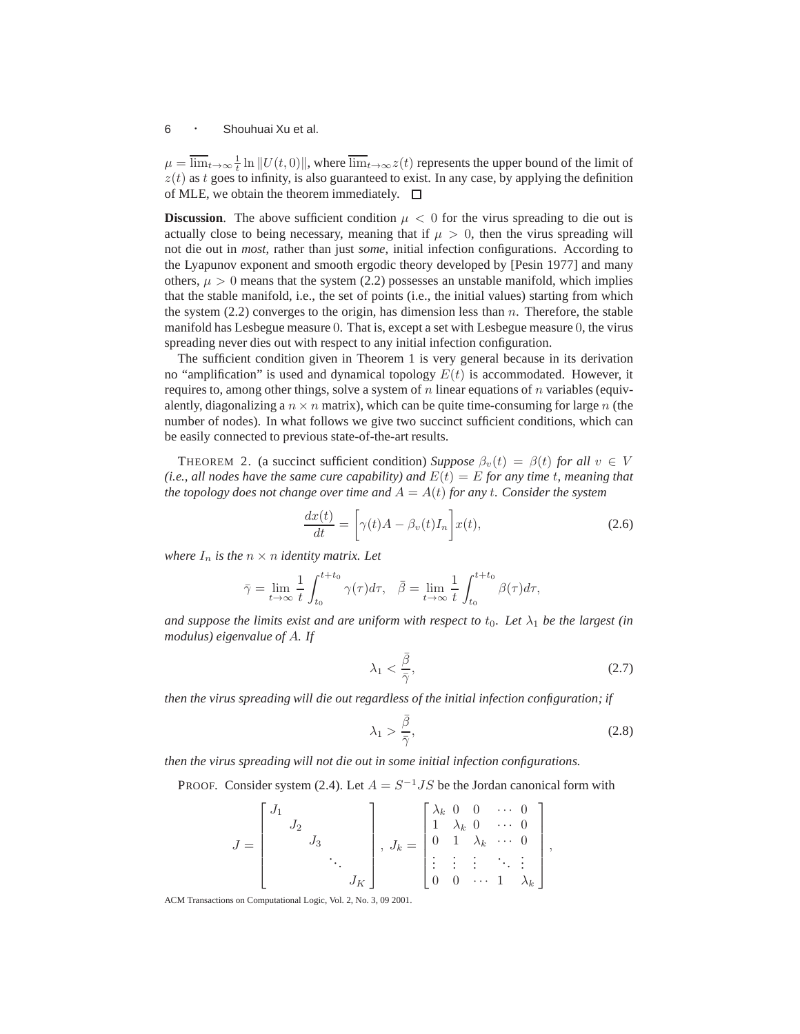$\mu = \overline{\lim}_{t\to\infty} \frac{1}{t} \ln \|U(t,0)\|$, where $\overline{\lim}_{t\to\infty} z(t)$ represents the upper bound of the limit of $z(t)$ as $t$ goes to infinity, is also guaranteed to exist. In any case, by applying the definition of MLE, we obtain the theorem immediately. □

**Discussion**. The above sufficient condition $\mu < 0$ for the virus spreading to die out is actually close to being necessary, meaning that if $\mu > 0$, then the virus spreading will not die out in *most*, rather than just *some*, initial infection configurations. According to the Lyapunov exponent and smooth ergodic theory developed by [Pesin 1977] and many others, $\mu > 0$ means that the system (2.2) possesses an unstable manifold, which implies that the stable manifold, i.e., the set of points (i.e., the initial values) starting from which the system (2.2) converges to the origin, has dimension less than $n$. Therefore, the stable manifold has Lesbegue measure 0. That is, except a set with Lesbegue measure 0, the virus spreading never dies out with respect to any initial infection configuration.

The sufficient condition given in Theorem 1 is very general because in its derivation no "amplification" is used and dynamical topology $E(t)$ is accommodated. However, it requires to, among other things, solve a system of $n$ linear equations of $n$ variables (equivalently, diagonalizing a $n \times n$ matrix), which can be quite time-consuming for large $n$ (the number of nodes). In what follows we give two succinct sufficient conditions, which can be easily connected to previous state-of-the-art results.

THEOREM 2. (a succinct sufficient condition) *Suppose $\beta_v(t) = \beta(t)$ for all $v \in V$ (i.e., all nodes have the same cure capability) and $E(t) = E$ for any time $t$, meaning that the topology does not change over time and $A = A(t)$ for any $t$. Consider the system*

$$\frac{dx(t)}{dt} = \left[\gamma(t)A - \beta_v(t)I_n\right]x(t), \tag{2.6}$$

*where $I_n$ is the $n \times n$ identity matrix. Let*

$$\bar{\gamma} = \lim_{t\to\infty} \frac{1}{t}\int_{t_0}^{t+t_0} \gamma(\tau)d\tau, \quad \bar{\beta} = \lim_{t\to\infty} \frac{1}{t}\int_{t_0}^{t+t_0} \beta(\tau)d\tau,$$

*and suppose the limits exist and are uniform with respect to $t_0$. Let $\lambda_1$ be the largest (in modulus) eigenvalue of $A$. If*

$$\lambda_1 < \frac{\bar{\beta}}{\bar{\gamma}}, \tag{2.7}$$

*then the virus spreading will die out regardless of the initial infection configuration; if*

$$\lambda_1 > \frac{\bar{\beta}}{\bar{\gamma}}, \tag{2.8}$$

*then the virus spreading will not die out in some initial infection configurations.*

PROOF. Consider system (2.4). Let $A = S^{-1}JS$ be the Jordan canonical form with

$$J = \begin{bmatrix} J_1 & & & & \\ & J_2 & & & \\ & & J_3 & & \\ & & & \ddots & \\ & & & & J_K \end{bmatrix}, \; J_k = \begin{bmatrix} \lambda_k & 0 & 0 & \cdots & 0 \\ 1 & \lambda_k & 0 & \cdots & 0 \\ 0 & 1 & \lambda_k & \cdots & 0 \\ \vdots & \vdots & \vdots & \ddots & \vdots \\ 0 & 0 & \cdots & 1 & \lambda_k \end{bmatrix},$$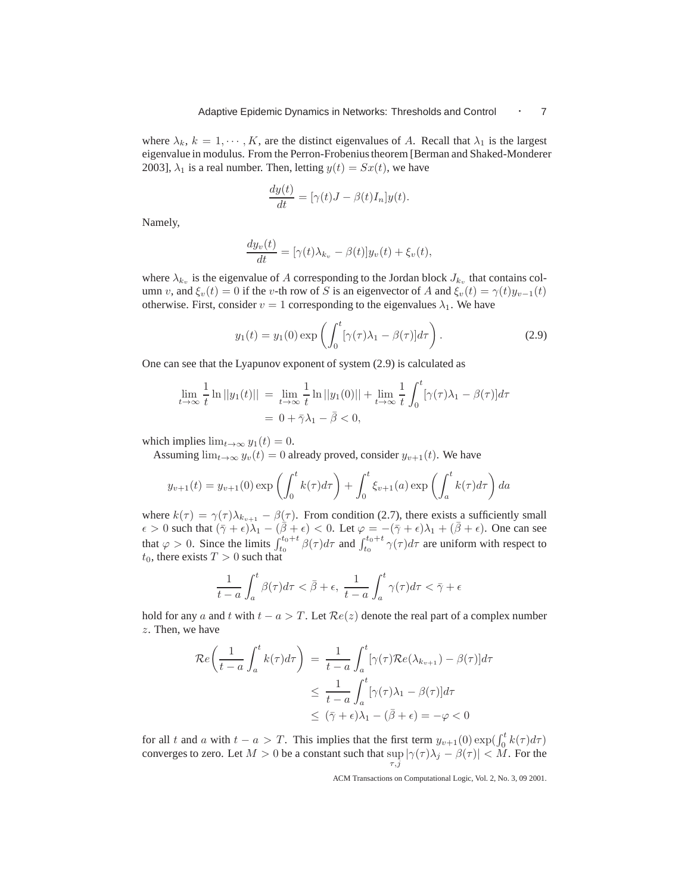where $\lambda_k$, $k = 1, \cdots, K$, are the distinct eigenvalues of $A$. Recall that $\lambda_1$ is the largest eigenvalue in modulus. From the Perron-Frobenius theorem [Berman and Shaked-Monderer 2003], $\lambda_1$ is a real number. Then, letting $y(t) = Sx(t)$, we have

$$\frac{dy(t)}{dt} = [\gamma(t)J - \beta(t)I_n]y(t).$$

Namely,

$$\frac{dy_v(t)}{dt} = [\gamma(t)\lambda_{k_v} - \beta(t)]y_v(t) + \xi_v(t),$$

where $\lambda_{k_v}$ is the eigenvalue of $A$ corresponding to the Jordan block $J_{k_v}$ that contains column $v$, and $\xi_v(t) = 0$ if the $v$-th row of $S$ is an eigenvector of $A$ and $\xi_v(t) = \gamma(t)y_{v-1}(t)$ otherwise. First, consider $v = 1$ corresponding to the eigenvalues $\lambda_1$. We have

$$y_1(t) = y_1(0)\exp\left(\int_0^t [\gamma(\tau)\lambda_1 - \beta(\tau)]d\tau\right). \tag{2.9}$$

One can see that the Lyapunov exponent of system (2.9) is calculated as

$$\begin{aligned}
\lim_{t\to\infty}\frac{1}{t}\ln||y_1(t)|| &= \lim_{t\to\infty}\frac{1}{t}\ln||y_1(0)|| + \lim_{t\to\infty}\frac{1}{t}\int_0^t [\gamma(\tau)\lambda_1 - \beta(\tau)]d\tau \\
&= 0 + \bar{\gamma}\lambda_1 - \bar{\beta} < 0,
\end{aligned}$$

which implies $\lim_{t\to\infty} y_1(t) = 0$.

Assuming $\lim_{t\to\infty} y_v(t) = 0$ already proved, consider $y_{v+1}(t)$. We have

$$y_{v+1}(t) = y_{v+1}(0)\exp\left(\int_0^t k(\tau)d\tau\right) + \int_0^t \xi_{v+1}(a)\exp\left(\int_a^t k(\tau)d\tau\right)da$$

where $k(\tau) = \gamma(\tau)\lambda_{k_{v+1}} - \beta(\tau)$. From condition (2.7), there exists a sufficiently small $\epsilon > 0$ such that $(\bar{\gamma}+\epsilon)\lambda_1 - (\bar{\beta}+\epsilon) < 0$. Let $\varphi = -(\bar{\gamma}+\epsilon)\lambda_1 + (\bar{\beta}+\epsilon)$. One can see that $\varphi > 0$. Since the limits $\int_{t_0}^{t_0+t}\beta(\tau)d\tau$ and $\int_{t_0}^{t_0+t}\gamma(\tau)d\tau$ are uniform with respect to $t_0$, there exists $T > 0$ such that

$$\frac{1}{t-a}\int_a^t \beta(\tau)d\tau < \bar{\beta}+\epsilon,\ \frac{1}{t-a}\int_a^t \gamma(\tau)d\tau < \bar{\gamma}+\epsilon$$

hold for any $a$ and $t$ with $t - a > T$. Let $\mathcal{R}e(z)$ denote the real part of a complex number $z$. Then, we have

$$\begin{aligned}
\mathcal{R}e\left(\frac{1}{t-a}\int_a^t k(\tau)d\tau\right) &= \frac{1}{t-a}\int_a^t [\gamma(\tau)\mathcal{R}e(\lambda_{k_{v+1}}) - \beta(\tau)]d\tau \\
&\leq \frac{1}{t-a}\int_a^t [\gamma(\tau)\lambda_1 - \beta(\tau)]d\tau \\
&\leq (\bar{\gamma}+\epsilon)\lambda_1 - (\bar{\beta}+\epsilon) = -\varphi < 0
\end{aligned}$$

for all $t$ and $a$ with $t - a > T$. This implies that the first term $y_{v+1}(0)\exp(\int_0^t k(\tau)d\tau)$ converges to zero. Let $M > 0$ be a constant such that $\sup_{\tau,j}|\gamma(\tau)\lambda_j - \beta(\tau)| < M$. For the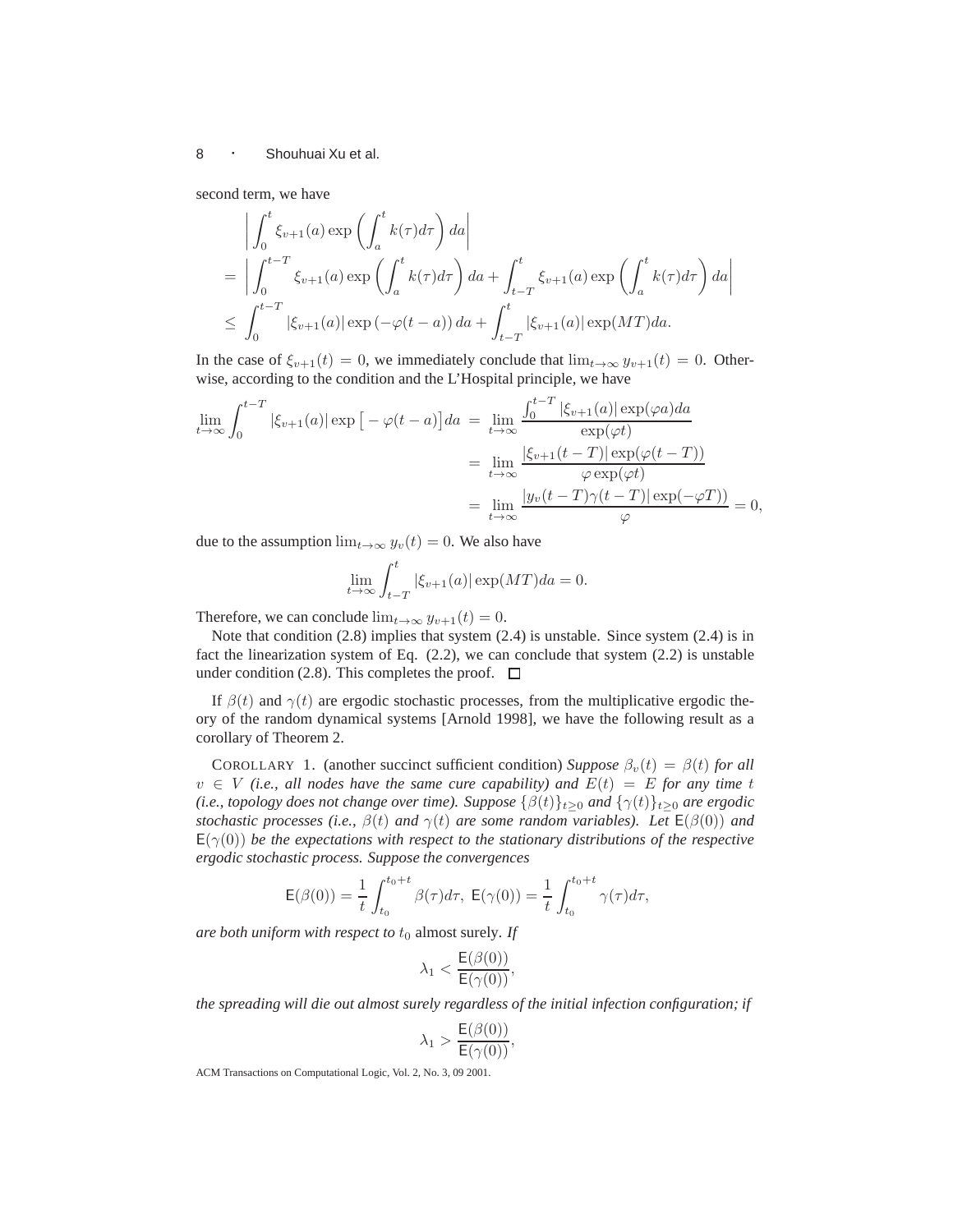second term, we have

$$
\begin{aligned}
& \left| \int_0^t \xi_{v+1}(a) \exp\left( \int_a^t k(\tau) d\tau \right) da \right| \\
= & \left| \int_0^{t-T} \xi_{v+1}(a) \exp\left( \int_a^t k(\tau) d\tau \right) da + \int_{t-T}^t \xi_{v+1}(a) \exp\left( \int_a^t k(\tau) d\tau \right) da \right| \\
\leq & \int_0^{t-T} |\xi_{v+1}(a)| \exp\left(-\varphi(t-a)\right) da + \int_{t-T}^t |\xi_{v+1}(a)| \exp(MT) da.
\end{aligned}
$$

In the case of $\xi_{v+1}(t) = 0$, we immediately conclude that $\lim_{t\to\infty} y_{v+1}(t) = 0$. Otherwise, according to the condition and the L'Hospital principle, we have

$$
\begin{aligned}
\lim_{t\to\infty} \int_0^{t-T} |\xi_{v+1}(a)| \exp\big[-\varphi(t-a)\big] da &= \lim_{t\to\infty} \frac{\int_0^{t-T} |\xi_{v+1}(a)| \exp(\varphi a) da}{\exp(\varphi t)} \\
&= \lim_{t\to\infty} \frac{|\xi_{v+1}(t-T)| \exp(\varphi(t-T))}{\varphi \exp(\varphi t)} \\
&= \lim_{t\to\infty} \frac{|y_v(t-T)\gamma(t-T)| \exp(-\varphi T))}{\varphi} = 0,
\end{aligned}
$$

due to the assumption $\lim_{t\to\infty} y_v(t) = 0$. We also have

$$
\lim_{t\to\infty} \int_{t-T}^t |\xi_{v+1}(a)| \exp(MT) da = 0.
$$

Therefore, we can conclude $\lim_{t\to\infty} y_{v+1}(t) = 0$.

Note that condition (2.8) implies that system (2.4) is unstable. Since system (2.4) is in fact the linearization system of Eq. (2.2), we can conclude that system (2.2) is unstable under condition (2.8). This completes the proof. □

If $\beta(t)$ and $\gamma(t)$ are ergodic stochastic processes, from the multiplicative ergodic theory of the random dynamical systems [Arnold 1998], we have the following result as a corollary of Theorem 2.

COROLLARY 1. (another succinct sufficient condition) *Suppose $\beta_v(t) = \beta(t)$ for all $v \in V$ (i.e., all nodes have the same cure capability) and $E(t) = E$ for any time $t$ (i.e., topology does not change over time). Suppose $\{\beta(t)\}_{t\geq 0}$ and $\{\gamma(t)\}_{t\geq 0}$ are ergodic stochastic processes (i.e., $\beta(t)$ and $\gamma(t)$ are some random variables). Let $\mathsf{E}(\beta(0))$ and $\mathsf{E}(\gamma(0))$ be the expectations with respect to the stationary distributions of the respective ergodic stochastic process. Suppose the convergences*

$$
\mathsf{E}(\beta(0)) = \frac{1}{t} \int_{t_0}^{t_0+t} \beta(\tau) d\tau, \ \mathsf{E}(\gamma(0)) = \frac{1}{t} \int_{t_0}^{t_0+t} \gamma(\tau) d\tau,
$$

*are both uniform with respect to $t_0$* almost surely. *If*

$$
\lambda_1 < \frac{\mathsf{E}(\beta(0))}{\mathsf{E}(\gamma(0))},
$$

*the spreading will die out almost surely regardless of the initial infection configuration; if*

$$
\lambda_1 > \frac{\mathsf{E}(\beta(0))}{\mathsf{E}(\gamma(0))},
$$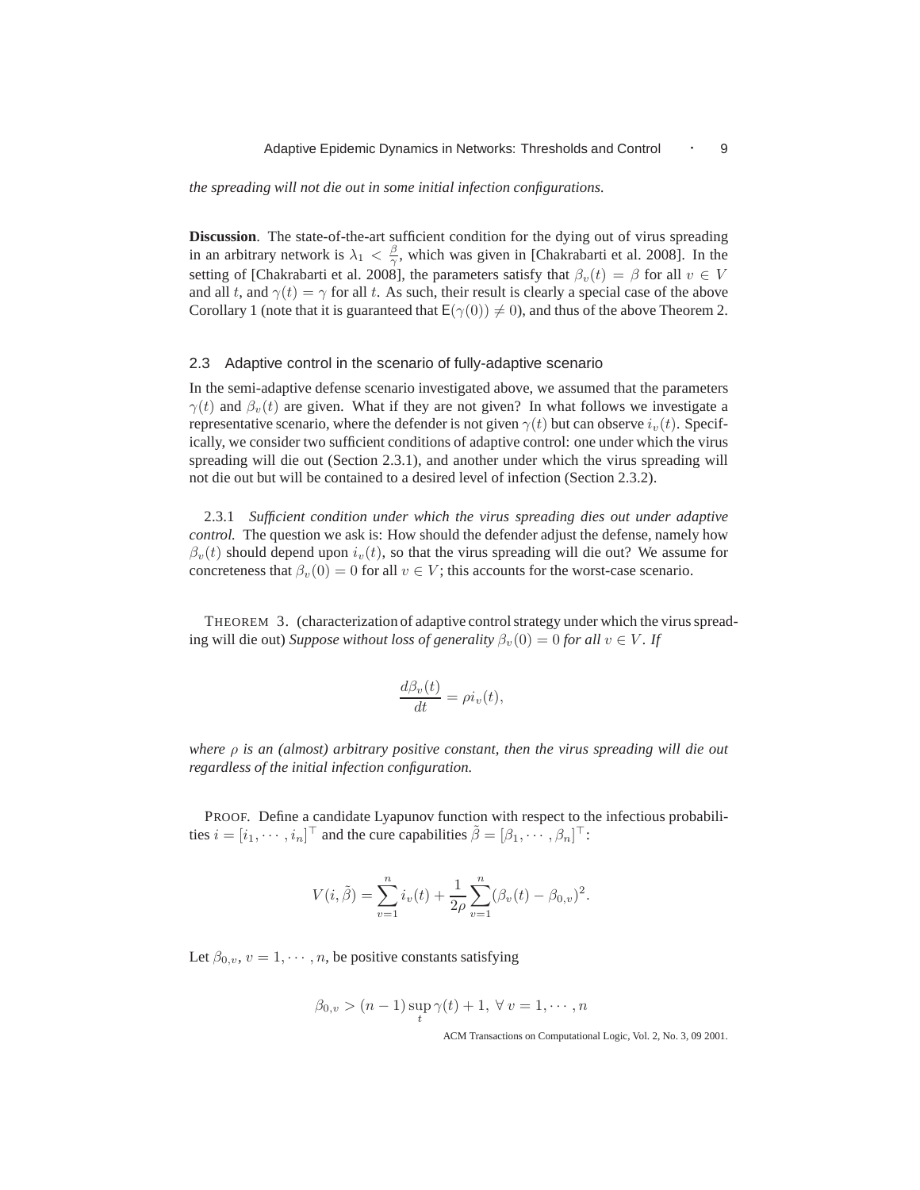*the spreading will not die out in some initial infection configurations.*

**Discussion**. The state-of-the-art sufficient condition for the dying out of virus spreading in an arbitrary network is $\lambda_1 < \frac{\beta}{\gamma}$, which was given in [Chakrabarti et al. 2008]. In the setting of [Chakrabarti et al. 2008], the parameters satisfy that $\beta_v(t) = \beta$ for all $v \in V$ and all $t$, and $\gamma(t) = \gamma$ for all $t$. As such, their result is clearly a special case of the above Corollary 1 (note that it is guaranteed that $\mathsf{E}(\gamma(0)) \neq 0$), and thus of the above Theorem 2.

### 2.3 Adaptive control in the scenario of fully-adaptive scenario

In the semi-adaptive defense scenario investigated above, we assumed that the parameters $\gamma(t)$ and $\beta_v(t)$ are given. What if they are not given? In what follows we investigate a representative scenario, where the defender is not given $\gamma(t)$ but can observe $i_v(t)$. Specifically, we consider two sufficient conditions of adaptive control: one under which the virus spreading will die out (Section 2.3.1), and another under which the virus spreading will not die out but will be contained to a desired level of infection (Section 2.3.2).

2.3.1 *Sufficient condition under which the virus spreading dies out under adaptive control.* The question we ask is: How should the defender adjust the defense, namely how $\beta_v(t)$ should depend upon $i_v(t)$, so that the virus spreading will die out? We assume for concreteness that $\beta_v(0) = 0$ for all $v \in V$; this accounts for the worst-case scenario.

THEOREM 3. (characterization of adaptive control strategy under which the virus spreading will die out) *Suppose without loss of generality $\beta_v(0) = 0$ for all $v \in V$. If*

$$\frac{d\beta_v(t)}{dt} = \rho i_v(t),$$

*where $\rho$ is an (almost) arbitrary positive constant, then the virus spreading will die out regardless of the initial infection configuration.*

PROOF. Define a candidate Lyapunov function with respect to the infectious probabilities $i = [i_1, \cdots, i_n]^\top$ and the cure capabilities $\tilde{\beta} = [\beta_1, \cdots, \beta_n]^\top$:

$$V(i, \tilde{\beta}) = \sum_{v=1}^{n} i_v(t) + \frac{1}{2\rho} \sum_{v=1}^{n} (\beta_v(t) - \beta_{0,v})^2.$$

Let $\beta_{0,v}$, $v = 1, \cdots, n$, be positive constants satisfying

$$\beta_{0,v} > (n-1) \sup_t \gamma(t) + 1, \; \forall \; v = 1, \cdots, n$$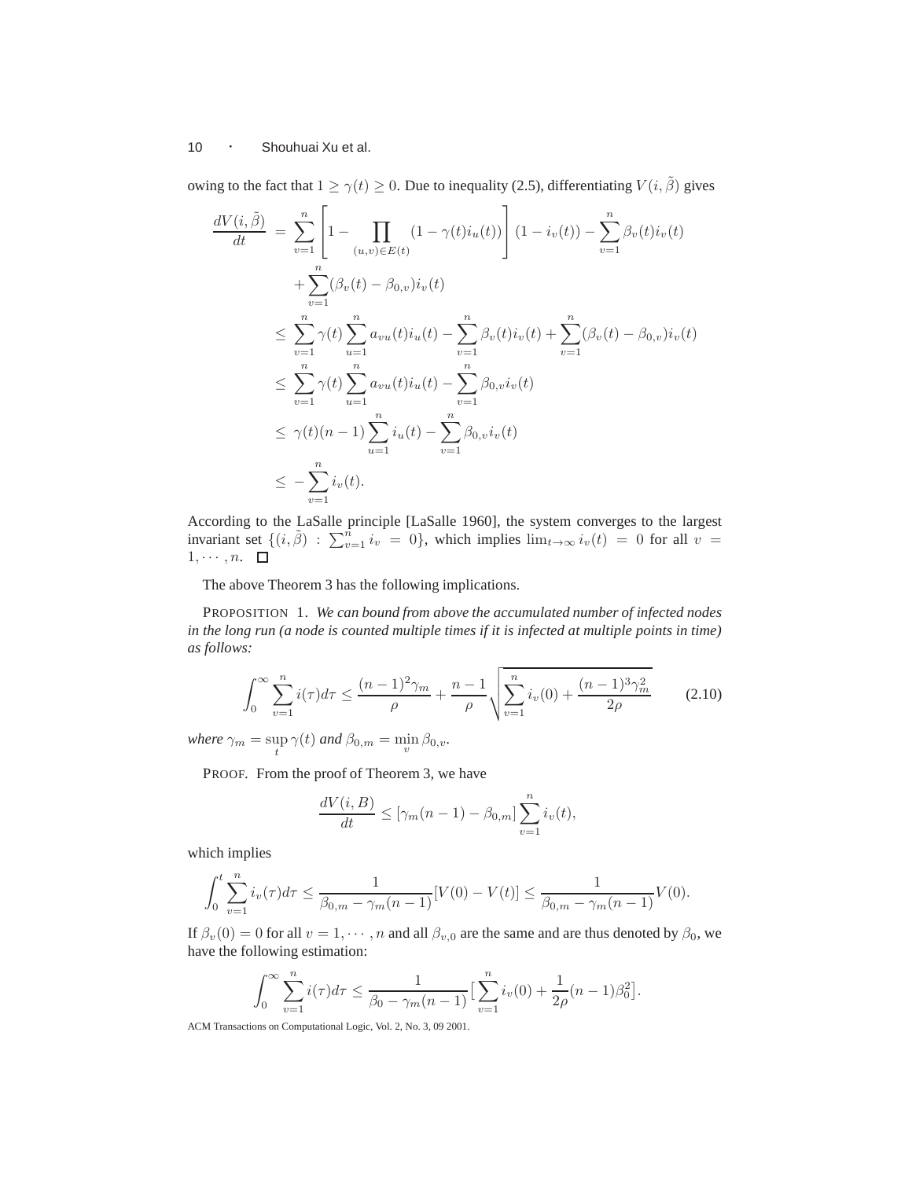owing to the fact that $1 \geq \gamma(t) \geq 0$. Due to inequality (2.5), differentiating $V(i, \tilde{\beta})$ gives

$$
\begin{aligned}
\frac{dV(i,\tilde{\beta})}{dt} &= \sum_{v=1}^{n}\left[1 - \prod_{(u,v)\in E(t)}(1-\gamma(t)i_u(t))\right](1-i_v(t)) - \sum_{v=1}^{n}\beta_v(t)i_v(t) \\
&\quad + \sum_{v=1}^{n}(\beta_v(t)-\beta_{0,v})i_v(t) \\
&\leq \sum_{v=1}^{n}\gamma(t)\sum_{u=1}^{n}a_{vu}(t)i_u(t) - \sum_{v=1}^{n}\beta_v(t)i_v(t) + \sum_{v=1}^{n}(\beta_v(t)-\beta_{0,v})i_v(t) \\
&\leq \sum_{v=1}^{n}\gamma(t)\sum_{u=1}^{n}a_{vu}(t)i_u(t) - \sum_{v=1}^{n}\beta_{0,v}i_v(t) \\
&\leq \gamma(t)(n-1)\sum_{u=1}^{n}i_u(t) - \sum_{v=1}^{n}\beta_{0,v}i_v(t) \\
&\leq -\sum_{v=1}^{n}i_v(t).
\end{aligned}
$$

According to the LaSalle principle [LaSalle 1960], the system converges to the largest invariant set $\{(i,\tilde{\beta}) : \sum_{v=1}^{n} i_v = 0\}$, which implies $\lim_{t\to\infty} i_v(t) = 0$ for all $v = 1, \cdots, n$. $\square$

The above Theorem 3 has the following implications.

PROPOSITION 1. *We can bound from above the accumulated number of infected nodes in the long run (a node is counted multiple times if it is infected at multiple points in time) as follows:*

$$
\int_0^\infty \sum_{v=1}^{n} i(\tau)d\tau \leq \frac{(n-1)^2\gamma_m}{\rho} + \frac{n-1}{\rho}\sqrt{\sum_{v=1}^{n} i_v(0) + \frac{(n-1)^3\gamma_m^2}{2\rho}} \tag{2.10}
$$

*where* $\gamma_m = \sup_t \gamma(t)$ *and* $\beta_{0,m} = \min_v \beta_{0,v}$.

PROOF. From the proof of Theorem 3, we have

$$
\frac{dV(i,B)}{dt} \leq [\gamma_m(n-1) - \beta_{0,m}]\sum_{v=1}^{n} i_v(t),
$$

which implies

$$
\int_0^t \sum_{v=1}^{n} i_v(\tau)d\tau \leq \frac{1}{\beta_{0,m} - \gamma_m(n-1)}[V(0) - V(t)] \leq \frac{1}{\beta_{0,m} - \gamma_m(n-1)}V(0).
$$

If $\beta_v(0) = 0$ for all $v = 1, \cdots, n$ and all $\beta_{v,0}$ are the same and are thus denoted by $\beta_0$, we have the following estimation:

$$
\int_0^\infty \sum_{v=1}^{n} i(\tau)d\tau \leq \frac{1}{\beta_0 - \gamma_m(n-1)}\Big[\sum_{v=1}^{n} i_v(0) + \frac{1}{2\rho}(n-1)\beta_0^2\Big].
$$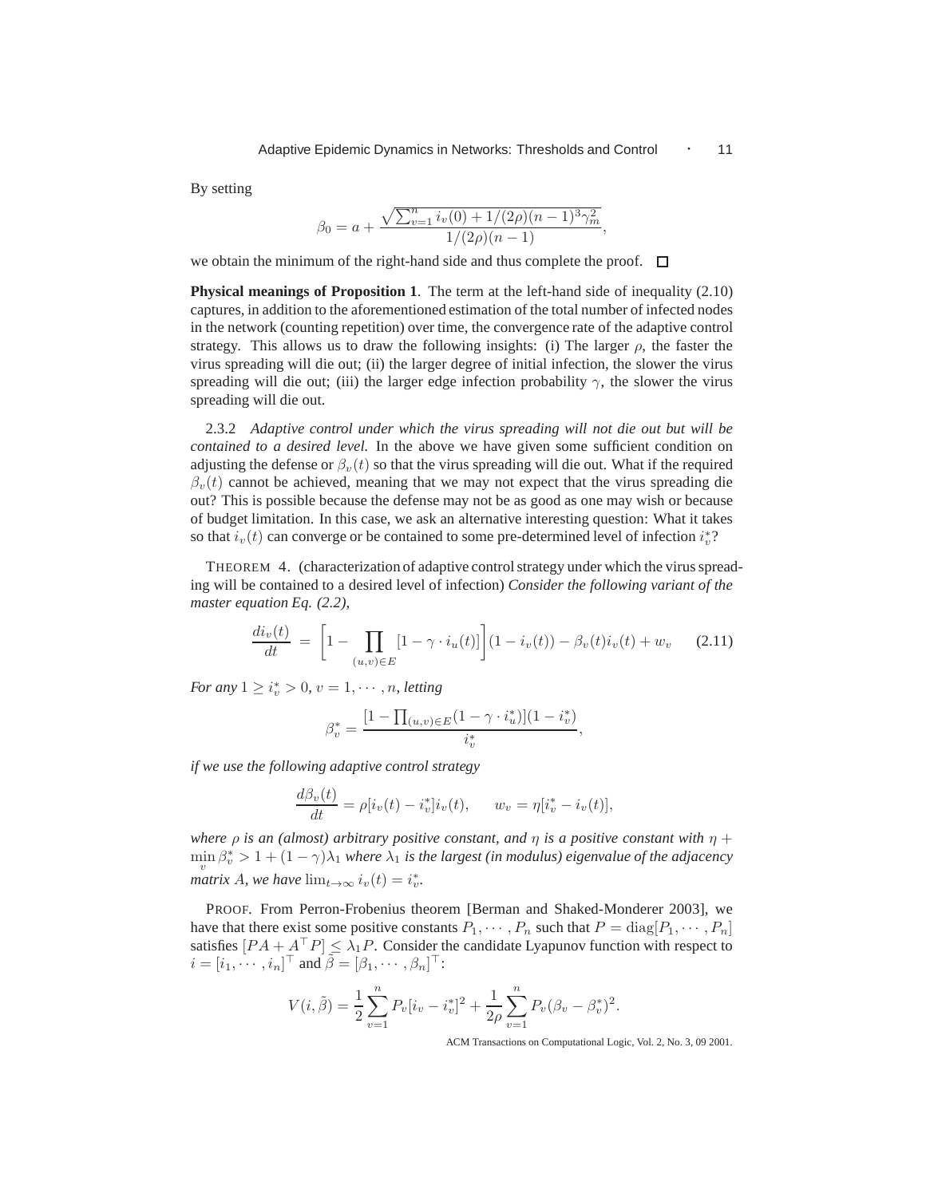By setting

$$\beta_0 = a + \frac{\sqrt{\sum_{v=1}^{n} i_v(0) + 1/(2\rho)(n-1)^3\gamma_m^2}}{1/(2\rho)(n-1)},$$

we obtain the minimum of the right-hand side and thus complete the proof. □

**Physical meanings of Proposition 1**. The term at the left-hand side of inequality (2.10) captures, in addition to the aforementioned estimation of the total number of infected nodes in the network (counting repetition) over time, the convergence rate of the adaptive control strategy. This allows us to draw the following insights: (i) The larger $\rho$, the faster the virus spreading will die out; (ii) the larger degree of initial infection, the slower the virus spreading will die out; (iii) the larger edge infection probability $\gamma$, the slower the virus spreading will die out.

2.3.2 *Adaptive control under which the virus spreading will not die out but will be contained to a desired level.* In the above we have given some sufficient condition on adjusting the defense or $\beta_v(t)$ so that the virus spreading will die out. What if the required $\beta_v(t)$ cannot be achieved, meaning that we may not expect that the virus spreading die out? This is possible because the defense may not be as good as one may wish or because of budget limitation. In this case, we ask an alternative interesting question: What it takes so that $i_v(t)$ can converge or be contained to some pre-determined level of infection $i_v^*$?

THEOREM 4. (characterization of adaptive control strategy under which the virus spreading will be contained to a desired level of infection) *Consider the following variant of the master equation Eq. (2.2),*

$$\frac{di_v(t)}{dt} = \left[1 - \prod_{(u,v)\in E}[1 - \gamma \cdot i_u(t)]\right](1 - i_v(t)) - \beta_v(t)i_v(t) + w_v \qquad (2.11)$$

*For any* $1 \geq i_v^* > 0$, $v = 1, \cdots, n$, *letting*

$$\beta_v^* = \frac{[1 - \prod_{(u,v)\in E}(1 - \gamma \cdot i_u^*)](1 - i_v^*)}{i_v^*},$$

*if we use the following adaptive control strategy*

$$\frac{d\beta_v(t)}{dt} = \rho[i_v(t) - i_v^*]i_v(t), \qquad w_v = \eta[i_v^* - i_v(t)],$$

*where* $\rho$ *is an (almost) arbitrary positive constant, and* $\eta$ *is a positive constant with* $\eta + \min_v \beta_v^* > 1 + (1-\gamma)\lambda_1$ *where* $\lambda_1$ *is the largest (in modulus) eigenvalue of the adjacency matrix* $A$, *we have* $\lim_{t\to\infty} i_v(t) = i_v^*$.

PROOF. From Perron-Frobenius theorem [Berman and Shaked-Monderer 2003], we have that there exist some positive constants $P_1, \cdots, P_n$ such that $P = \mathrm{diag}[P_1, \cdots, P_n]$ satisfies $[PA + A^\top P] \leq \lambda_1 P$. Consider the candidate Lyapunov function with respect to $i = [i_1, \cdots, i_n]^\top$ and $\tilde{\beta} = [\beta_1, \cdots, \beta_n]^\top$:

$$V(i, \tilde{\beta}) = \frac{1}{2}\sum_{v=1}^{n} P_v[i_v - i_v^*]^2 + \frac{1}{2\rho}\sum_{v=1}^{n} P_v(\beta_v - \beta_v^*)^2.$$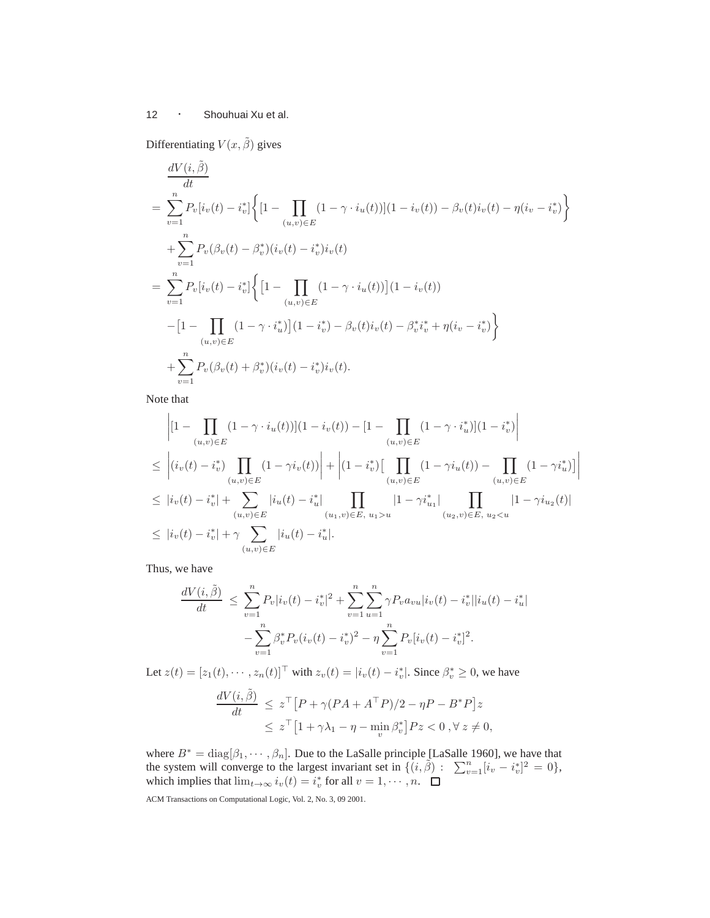Differentiating $V(x, \tilde{\beta})$ gives

$$
\begin{aligned}
&\frac{dV(i,\tilde{\beta})}{dt} \\
=& \sum_{v=1}^{n} P_v[i_v(t) - i_v^*]\Big\{[1 - \prod_{(u,v)\in E}(1 - \gamma \cdot i_u(t))](1 - i_v(t)) - \beta_v(t)i_v(t) - \eta(i_v - i_v^*)\Big\} \\
&+ \sum_{v=1}^{n} P_v(\beta_v(t) - \beta_v^*)(i_v(t) - i_v^*)i_v(t) \\
=& \sum_{v=1}^{n} P_v[i_v(t) - i_v^*]\Big\{\big[1 - \prod_{(u,v)\in E}(1 - \gamma \cdot i_u(t))\big](1 - i_v(t)) \\
&- \big[1 - \prod_{(u,v)\in E}(1 - \gamma \cdot i_u^*)\big](1 - i_v^*) - \beta_v(t)i_v(t) - \beta_v^* i_v^* + \eta(i_v - i_v^*)\Big\} \\
&+ \sum_{v=1}^{n} P_v(\beta_v(t) + \beta_v^*)(i_v(t) - i_v^*)i_v(t).
\end{aligned}
$$

Note that

$$
\begin{aligned}
&\Big|[1 - \prod_{(u,v)\in E}(1 - \gamma \cdot i_u(t))](1 - i_v(t)) - [1 - \prod_{(u,v)\in E}(1 - \gamma \cdot i_u^*)](1 - i_v^*)\Big| \\
\le& \Big|(i_v(t) - i_v^*)\prod_{(u,v)\in E}(1 - \gamma i_v(t))\Big| + \Big|(1 - i_v^*)\big[\prod_{(u,v)\in E}(1 - \gamma i_u(t)) - \prod_{(u,v)\in E}(1 - \gamma i_u^*)\big]\Big| \\
\le& |i_v(t) - i_v^*| + \sum_{(u,v)\in E}|i_u(t) - i_u^*| \prod_{(u_1,v)\in E,\ u_1 > u}|1 - \gamma i_{u_1}^*| \prod_{(u_2,v)\in E,\ u_2 < u}|1 - \gamma i_{u_2}(t)| \\
\le& |i_v(t) - i_v^*| + \gamma \sum_{(u,v)\in E}|i_u(t) - i_u^*|.
\end{aligned}
$$

Thus, we have

$$
\begin{aligned}
\frac{dV(i,\tilde{\beta})}{dt} \le& \sum_{v=1}^{n} P_v|i_v(t) - i_v^*|^2 + \sum_{v=1}^{n}\sum_{u=1}^{n}\gamma P_v a_{vu}|i_v(t) - i_v^*||i_u(t) - i_u^*| \\
&- \sum_{v=1}^{n}\beta_v^* P_v(i_v(t) - i_v^*)^2 - \eta\sum_{v=1}^{n} P_v[i_v(t) - i_v^*]^2.
\end{aligned}
$$

Let $z(t) = [z_1(t), \cdots, z_n(t)]^\top$ with $z_v(t) = |i_v(t) - i_v^*|$. Since $\beta_v^* \ge 0$, we have

$$
\begin{aligned}
\frac{dV(i,\tilde{\beta})}{dt} \le& z^\top\big[P + \gamma(PA + A^\top P)/2 - \eta P - B^* P\big]z \\
\le& z^\top\big[1 + \gamma\lambda_1 - \eta - \min_v \beta_v^*\big]Pz < 0\ , \forall\, z \ne 0,
\end{aligned}
$$

where $B^* = \mathrm{diag}[\beta_1, \cdots, \beta_n]$. Due to the LaSalle principle [LaSalle 1960], we have that the system will converge to the largest invariant set in $\{(i,\tilde{\beta}) :\ \sum_{v=1}^{n}[i_v - i_v^*]^2 = 0\}$, which implies that $\lim_{t\to\infty} i_v(t) = i_v^*$ for all $v = 1, \cdots, n$. □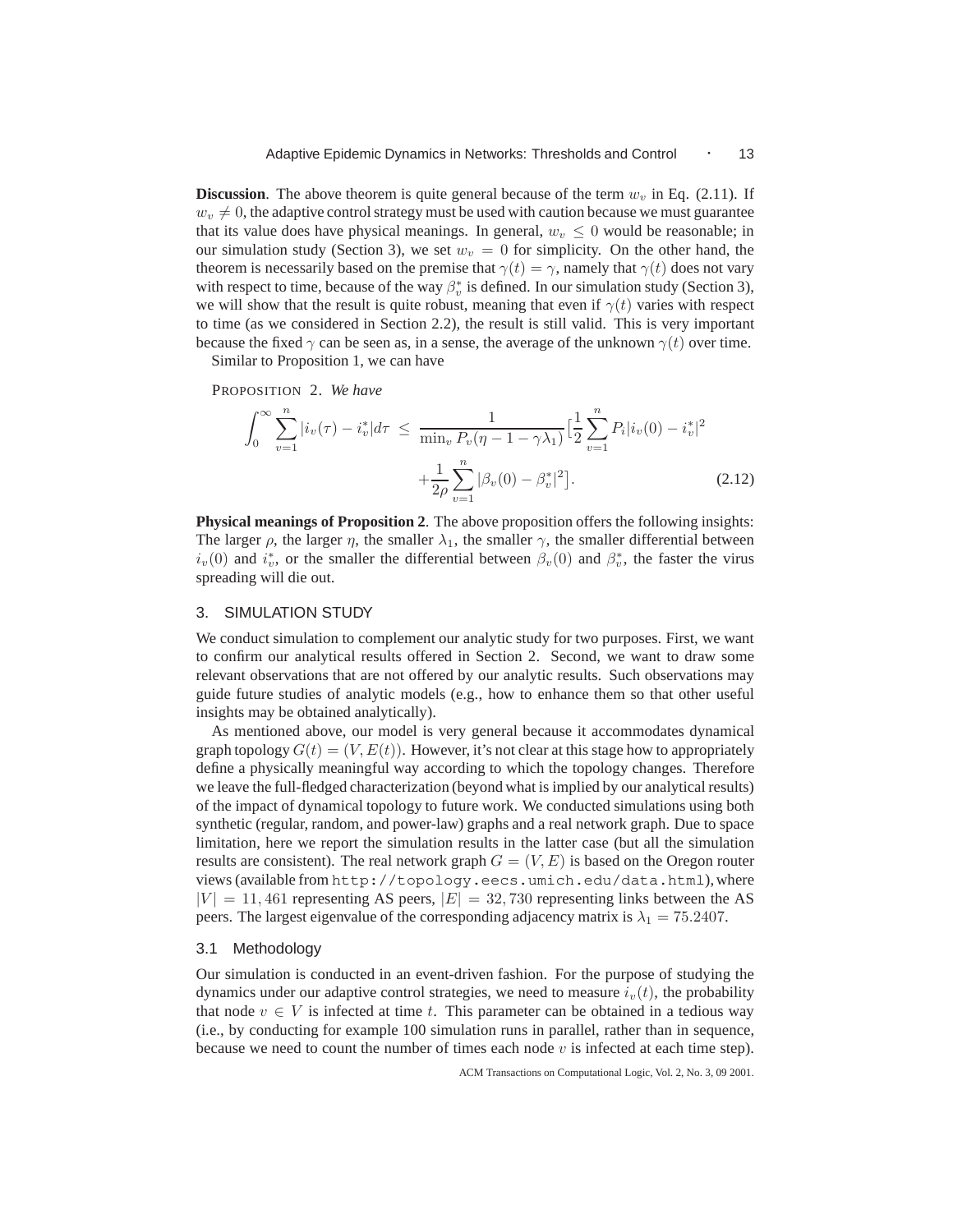**Discussion**. The above theorem is quite general because of the term $w_v$ in Eq. (2.11). If $w_v \neq 0$, the adaptive control strategy must be used with caution because we must guarantee that its value does have physical meanings. In general, $w_v \leq 0$ would be reasonable; in our simulation study (Section 3), we set $w_v = 0$ for simplicity. On the other hand, the theorem is necessarily based on the premise that $\gamma(t) = \gamma$, namely that $\gamma(t)$ does not vary with respect to time, because of the way $\beta_v^*$ is defined. In our simulation study (Section 3), we will show that the result is quite robust, meaning that even if $\gamma(t)$ varies with respect to time (as we considered in Section 2.2), the result is still valid. This is very important because the fixed $\gamma$ can be seen as, in a sense, the average of the unknown $\gamma(t)$ over time.

Similar to Proposition 1, we can have

PROPOSITION 2. *We have*

$$\int_0^\infty \sum_{v=1}^n |i_v(\tau) - i_v^*| d\tau \leq \frac{1}{\min_v P_v(\eta - 1 - \gamma\lambda_1)} \Big[\frac{1}{2}\sum_{v=1}^n P_i |i_v(0) - i_v^*|^2 + \frac{1}{2\rho}\sum_{v=1}^n |\beta_v(0) - \beta_v^*|^2\Big]. \tag{2.12}$$

**Physical meanings of Proposition 2**. The above proposition offers the following insights: The larger $\rho$, the larger $\eta$, the smaller $\lambda_1$, the smaller $\gamma$, the smaller differential between $i_v(0)$ and $i_v^*$, or the smaller the differential between $\beta_v(0)$ and $\beta_v^*$, the faster the virus spreading will die out.

## 3. SIMULATION STUDY

We conduct simulation to complement our analytic study for two purposes. First, we want to confirm our analytical results offered in Section 2. Second, we want to draw some relevant observations that are not offered by our analytic results. Such observations may guide future studies of analytic models (e.g., how to enhance them so that other useful insights may be obtained analytically).

As mentioned above, our model is very general because it accommodates dynamical graph topology $G(t) = (V, E(t))$. However, it's not clear at this stage how to appropriately define a physically meaningful way according to which the topology changes. Therefore we leave the full-fledged characterization (beyond what is implied by our analytical results) of the impact of dynamical topology to future work. We conducted simulations using both synthetic (regular, random, and power-law) graphs and a real network graph. Due to space limitation, here we report the simulation results in the latter case (but all the simulation results are consistent). The real network graph $G = (V, E)$ is based on the Oregon router views (available from http://topology.eecs.umich.edu/data.html), where $|V| = 11,461$ representing AS peers, $|E| = 32,730$ representing links between the AS peers. The largest eigenvalue of the corresponding adjacency matrix is $\lambda_1 = 75.2407$.

### 3.1 Methodology

Our simulation is conducted in an event-driven fashion. For the purpose of studying the dynamics under our adaptive control strategies, we need to measure $i_v(t)$, the probability that node $v \in V$ is infected at time $t$. This parameter can be obtained in a tedious way (i.e., by conducting for example 100 simulation runs in parallel, rather than in sequence, because we need to count the number of times each node $v$ is infected at each time step).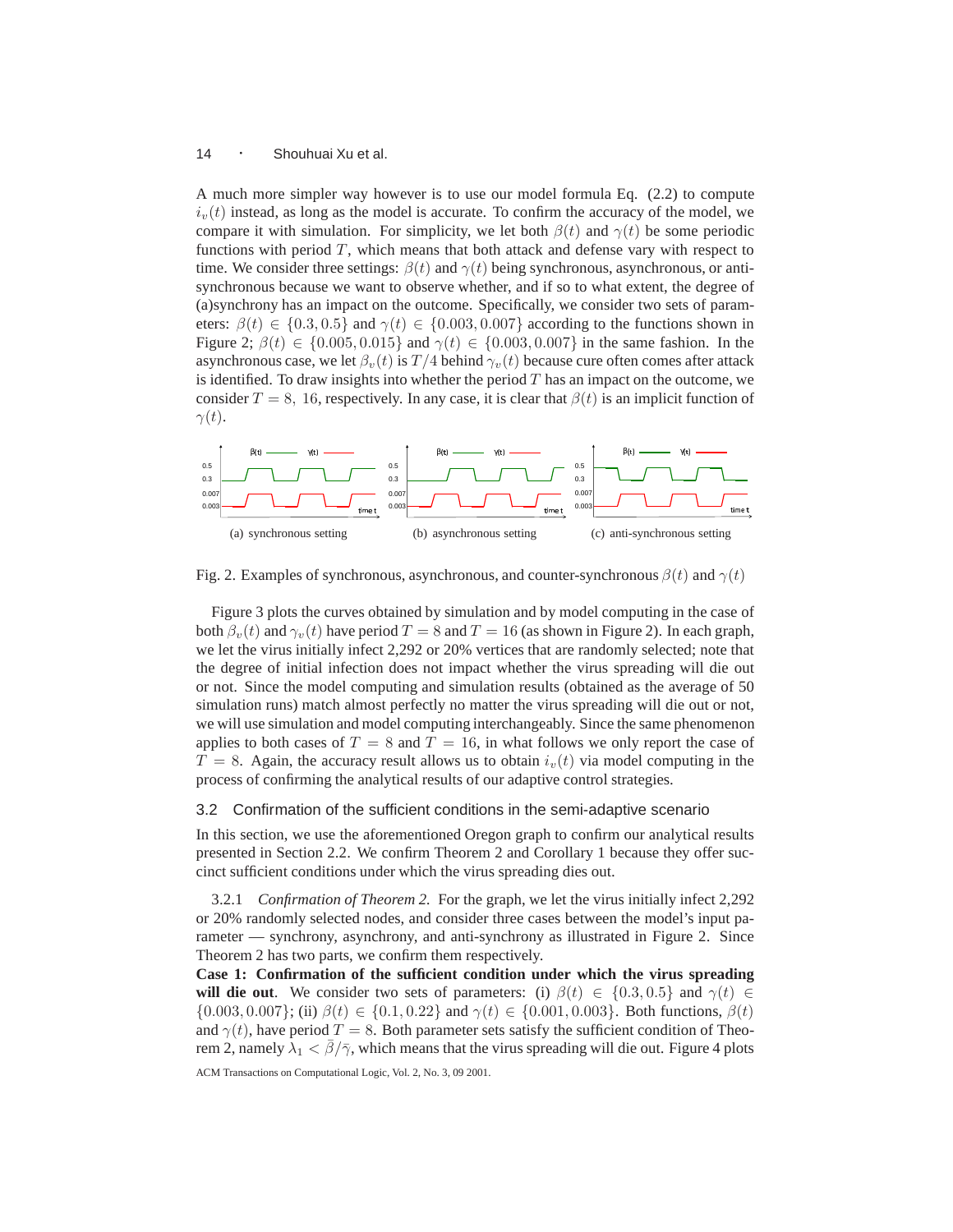A much more simpler way however is to use our model formula Eq. (2.2) to compute $i_v(t)$ instead, as long as the model is accurate. To confirm the accuracy of the model, we compare it with simulation. For simplicity, we let both $\beta(t)$ and $\gamma(t)$ be some periodic functions with period $T$, which means that both attack and defense vary with respect to time. We consider three settings: $\beta(t)$ and $\gamma(t)$ being synchronous, asynchronous, or anti-synchronous because we want to observe whether, and if so to what extent, the degree of (a)synchrony has an impact on the outcome. Specifically, we consider two sets of parameters: $\beta(t) \in \{0.3, 0.5\}$ and $\gamma(t) \in \{0.003, 0.007\}$ according to the functions shown in Figure 2; $\beta(t) \in \{0.005, 0.015\}$ and $\gamma(t) \in \{0.003, 0.007\}$ in the same fashion. In the asynchronous case, we let $\beta_v(t)$ is $T/4$ behind $\gamma_v(t)$ because cure often comes after attack is identified. To draw insights into whether the period $T$ has an impact on the outcome, we consider $T = 8,\ 16$, respectively. In any case, it is clear that $\beta(t)$ is an implicit function of $\gamma(t)$.

(a) synchronous setting (b) asynchronous setting (c) anti-synchronous setting

Fig. 2. Examples of synchronous, asynchronous, and counter-synchronous $\beta(t)$ and $\gamma(t)$

Figure 3 plots the curves obtained by simulation and by model computing in the case of both $\beta_v(t)$ and $\gamma_v(t)$ have period $T = 8$ and $T = 16$ (as shown in Figure 2). In each graph, we let the virus initially infect 2,292 or 20% vertices that are randomly selected; note that the degree of initial infection does not impact whether the virus spreading will die out or not. Since the model computing and simulation results (obtained as the average of 50 simulation runs) match almost perfectly no matter the virus spreading will die out or not, we will use simulation and model computing interchangeably. Since the same phenomenon applies to both cases of $T = 8$ and $T = 16$, in what follows we only report the case of $T = 8$. Again, the accuracy result allows us to obtain $i_v(t)$ via model computing in the process of confirming the analytical results of our adaptive control strategies.

### 3.2 Confirmation of the sufficient conditions in the semi-adaptive scenario

In this section, we use the aforementioned Oregon graph to confirm our analytical results presented in Section 2.2. We confirm Theorem 2 and Corollary 1 because they offer succinct sufficient conditions under which the virus spreading dies out.

3.2.1 *Confirmation of Theorem 2.* For the graph, we let the virus initially infect 2,292 or 20% randomly selected nodes, and consider three cases between the model's input parameter — synchrony, asynchrony, and anti-synchrony as illustrated in Figure 2. Since Theorem 2 has two parts, we confirm them respectively.

**Case 1: Confirmation of the sufficient condition under which the virus spreading will die out**. We consider two sets of parameters: (i) $\beta(t) \in \{0.3, 0.5\}$ and $\gamma(t) \in \{0.003, 0.007\}$; (ii) $\beta(t) \in \{0.1, 0.22\}$ and $\gamma(t) \in \{0.001, 0.003\}$. Both functions, $\beta(t)$ and $\gamma(t)$, have period $T = 8$. Both parameter sets satisfy the sufficient condition of Theorem 2, namely $\lambda_1 < \bar{\beta}/\bar{\gamma}$, which means that the virus spreading will die out. Figure 4 plots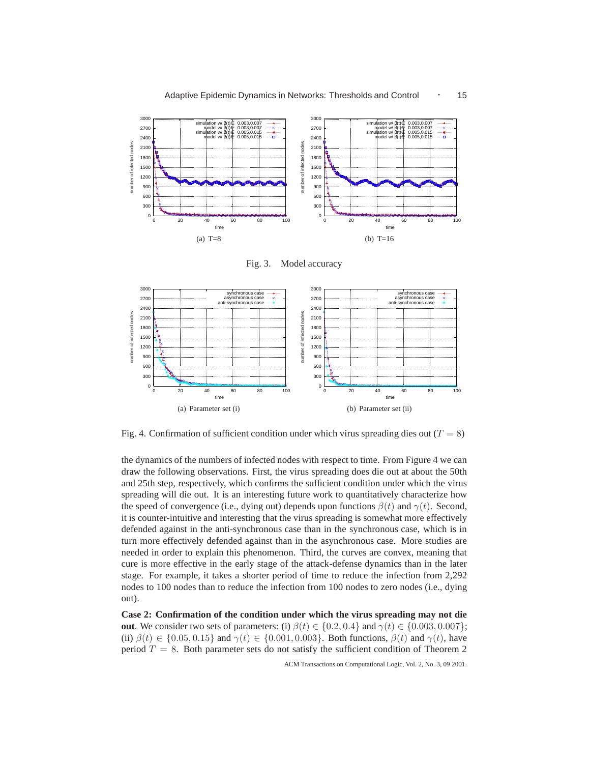(a) T=8

(b) T=16

Fig. 3. Model accuracy

(a) Parameter set (i)

(b) Parameter set (ii)

Fig. 4. Confirmation of sufficient condition under which virus spreading dies out ($T = 8$)

the dynamics of the numbers of infected nodes with respect to time. From Figure 4 we can draw the following observations. First, the virus spreading does die out at about the 50th and 25th step, respectively, which confirms the sufficient condition under which the virus spreading will die out. It is an interesting future work to quantitatively characterize how the speed of convergence (i.e., dying out) depends upon functions $\beta(t)$ and $\gamma(t)$. Second, it is counter-intuitive and interesting that the virus spreading is somewhat more effectively defended against in the anti-synchronous case than in the synchronous case, which is in turn more effectively defended against than in the asynchronous case. More studies are needed in order to explain this phenomenon. Third, the curves are convex, meaning that cure is more effective in the early stage of the attack-defense dynamics than in the later stage. For example, it takes a shorter period of time to reduce the infection from 2,292 nodes to 100 nodes than to reduce the infection from 100 nodes to zero nodes (i.e., dying out).

**Case 2: Confirmation of the condition under which the virus spreading may not die out**. We consider two sets of parameters: (i) $\beta(t) \in \{0.2, 0.4\}$ and $\gamma(t) \in \{0.003, 0.007\}$; (ii) $\beta(t) \in \{0.05, 0.15\}$ and $\gamma(t) \in \{0.001, 0.003\}$. Both functions, $\beta(t)$ and $\gamma(t)$, have period $T = 8$. Both parameter sets do not satisfy the sufficient condition of Theorem 2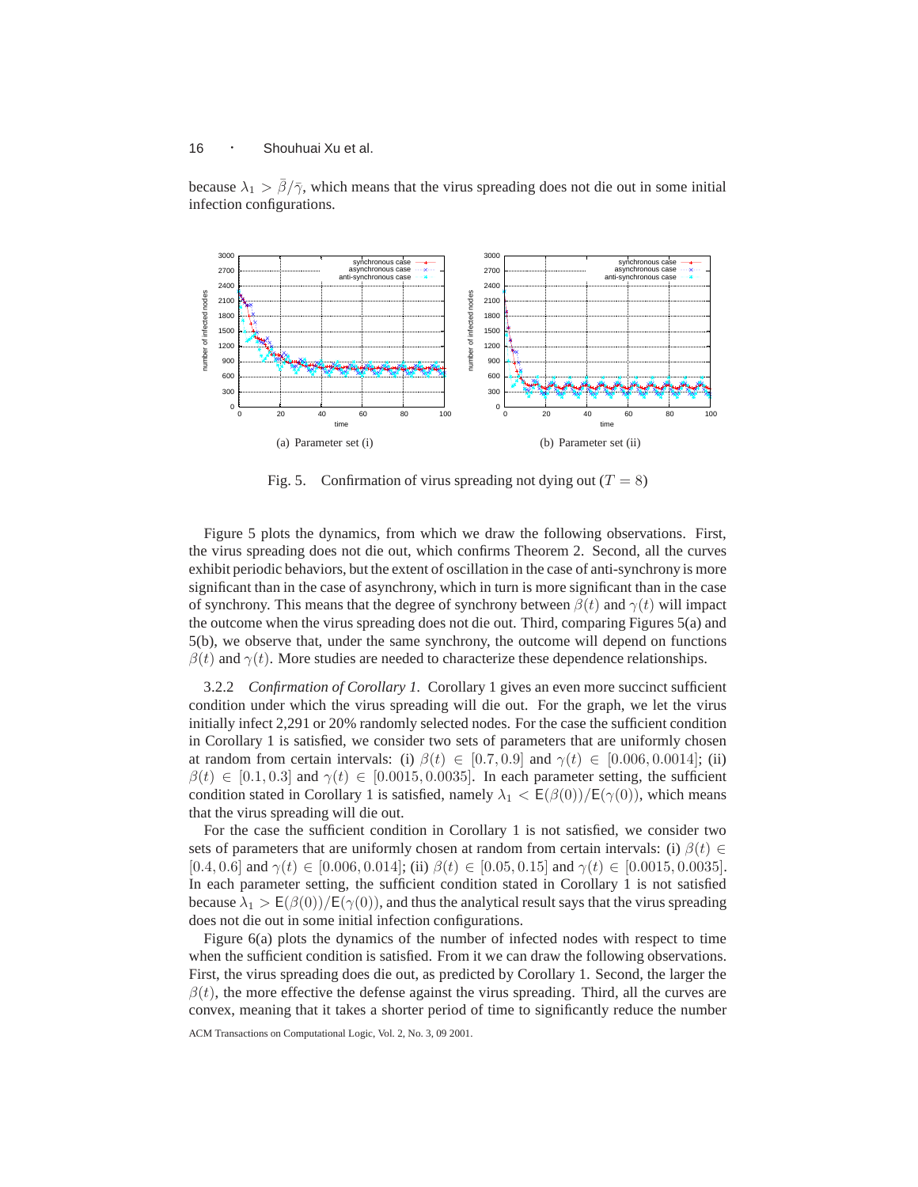because $\lambda_1 > \bar{\beta}/\bar{\gamma}$, which means that the virus spreading does not die out in some initial infection configurations.

(a) Parameter set (i)

(b) Parameter set (ii)

Fig. 5. Confirmation of virus spreading not dying out ($T = 8$)

Figure 5 plots the dynamics, from which we draw the following observations. First, the virus spreading does not die out, which confirms Theorem 2. Second, all the curves exhibit periodic behaviors, but the extent of oscillation in the case of anti-synchrony is more significant than in the case of asynchrony, which in turn is more significant than in the case of synchrony. This means that the degree of synchrony between $\beta(t)$ and $\gamma(t)$ will impact the outcome when the virus spreading does not die out. Third, comparing Figures 5(a) and 5(b), we observe that, under the same synchrony, the outcome will depend on functions $\beta(t)$ and $\gamma(t)$. More studies are needed to characterize these dependence relationships.

3.2.2 *Confirmation of Corollary 1.* Corollary 1 gives an even more succinct sufficient condition under which the virus spreading will die out. For the graph, we let the virus initially infect 2,291 or 20% randomly selected nodes. For the case the sufficient condition in Corollary 1 is satisfied, we consider two sets of parameters that are uniformly chosen at random from certain intervals: (i) $\beta(t) \in [0.7, 0.9]$ and $\gamma(t) \in [0.006, 0.0014]$; (ii) $\beta(t) \in [0.1, 0.3]$ and $\gamma(t) \in [0.0015, 0.0035]$. In each parameter setting, the sufficient condition stated in Corollary 1 is satisfied, namely $\lambda_1 < \mathsf{E}(\beta(0))/\mathsf{E}(\gamma(0))$, which means that the virus spreading will die out.

For the case the sufficient condition in Corollary 1 is not satisfied, we consider two sets of parameters that are uniformly chosen at random from certain intervals: (i) $\beta(t) \in [0.4, 0.6]$ and $\gamma(t) \in [0.006, 0.014]$; (ii) $\beta(t) \in [0.05, 0.15]$ and $\gamma(t) \in [0.0015, 0.0035]$. In each parameter setting, the sufficient condition stated in Corollary 1 is not satisfied because $\lambda_1 > \mathsf{E}(\beta(0))/\mathsf{E}(\gamma(0))$, and thus the analytical result says that the virus spreading does not die out in some initial infection configurations.

Figure 6(a) plots the dynamics of the number of infected nodes with respect to time when the sufficient condition is satisfied. From it we can draw the following observations. First, the virus spreading does die out, as predicted by Corollary 1. Second, the larger the $\beta(t)$, the more effective the defense against the virus spreading. Third, all the curves are convex, meaning that it takes a shorter period of time to significantly reduce the number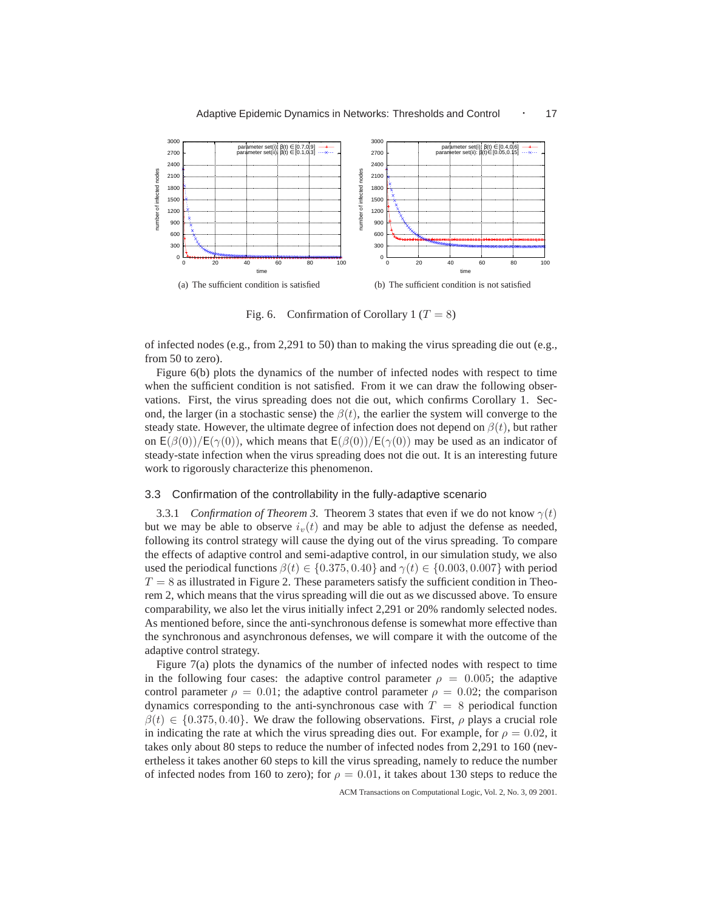(a) The sufficient condition is satisfied

(b) The sufficient condition is not satisfied

Fig. 6. Confirmation of Corollary 1 ($T = 8$)

of infected nodes (e.g., from 2,291 to 50) than to making the virus spreading die out (e.g., from 50 to zero).

Figure 6(b) plots the dynamics of the number of infected nodes with respect to time when the sufficient condition is not satisfied. From it we can draw the following observations. First, the virus spreading does not die out, which confirms Corollary 1. Second, the larger (in a stochastic sense) the $\beta(t)$, the earlier the system will converge to the steady state. However, the ultimate degree of infection does not depend on $\beta(t)$, but rather on $\mathsf{E}(\beta(0))/\mathsf{E}(\gamma(0))$, which means that $\mathsf{E}(\beta(0))/\mathsf{E}(\gamma(0))$ may be used as an indicator of steady-state infection when the virus spreading does not die out. It is an interesting future work to rigorously characterize this phenomenon.

### 3.3 Confirmation of the controllability in the fully-adaptive scenario

3.3.1 *Confirmation of Theorem 3.* Theorem 3 states that even if we do not know $\gamma(t)$ but we may be able to observe $i_v(t)$ and may be able to adjust the defense as needed, following its control strategy will cause the dying out of the virus spreading. To compare the effects of adaptive control and semi-adaptive control, in our simulation study, we also used the periodical functions $\beta(t) \in \{0.375, 0.40\}$ and $\gamma(t) \in \{0.003, 0.007\}$ with period $T = 8$ as illustrated in Figure 2. These parameters satisfy the sufficient condition in Theorem 2, which means that the virus spreading will die out as we discussed above. To ensure comparability, we also let the virus initially infect 2,291 or 20% randomly selected nodes. As mentioned before, since the anti-synchronous defense is somewhat more effective than the synchronous and asynchronous defenses, we will compare it with the outcome of the adaptive control strategy.

Figure 7(a) plots the dynamics of the number of infected nodes with respect to time in the following four cases: the adaptive control parameter $\rho = 0.005$; the adaptive control parameter $\rho = 0.01$; the adaptive control parameter $\rho = 0.02$; the comparison dynamics corresponding to the anti-synchronous case with $T = 8$ periodical function $\beta(t) \in \{0.375, 0.40\}$. We draw the following observations. First, $\rho$ plays a crucial role in indicating the rate at which the virus spreading dies out. For example, for $\rho = 0.02$, it takes only about 80 steps to reduce the number of infected nodes from 2,291 to 160 (nevertheless it takes another 60 steps to kill the virus spreading, namely to reduce the number of infected nodes from 160 to zero); for $\rho = 0.01$, it takes about 130 steps to reduce the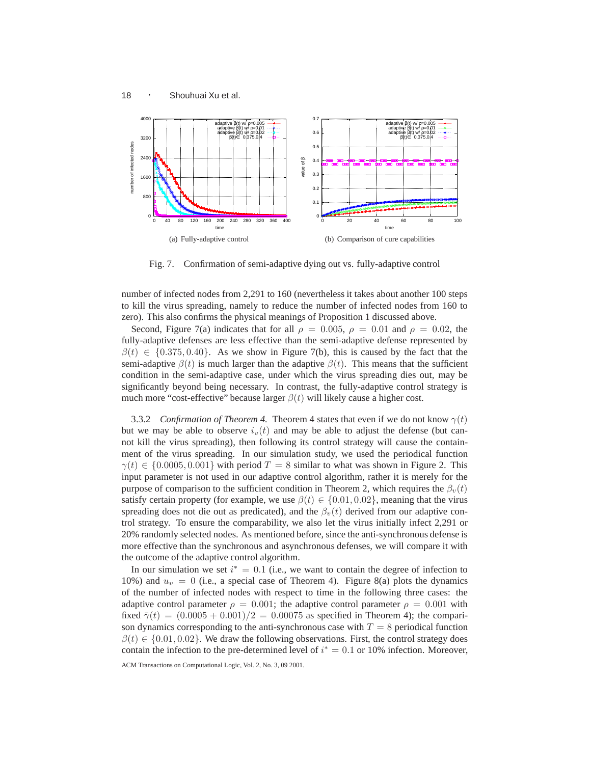(a) Fully-adaptive control

(b) Comparison of cure capabilities

Fig. 7. Confirmation of semi-adaptive dying out vs. fully-adaptive control

number of infected nodes from 2,291 to 160 (nevertheless it takes about another 100 steps to kill the virus spreading, namely to reduce the number of infected nodes from 160 to zero). This also confirms the physical meanings of Proposition 1 discussed above.

Second, Figure 7(a) indicates that for all $\rho = 0.005$, $\rho = 0.01$ and $\rho = 0.02$, the fully-adaptive defenses are less effective than the semi-adaptive defense represented by $\beta(t) \in \{0.375, 0.40\}$. As we show in Figure 7(b), this is caused by the fact that the semi-adaptive $\beta(t)$ is much larger than the adaptive $\beta(t)$. This means that the sufficient condition in the semi-adaptive case, under which the virus spreading dies out, may be significantly beyond being necessary. In contrast, the fully-adaptive control strategy is much more "cost-effective" because larger $\beta(t)$ will likely cause a higher cost.

3.3.2 *Confirmation of Theorem 4.* Theorem 4 states that even if we do not know $\gamma(t)$ but we may be able to observe $i_v(t)$ and may be able to adjust the defense (but cannot kill the virus spreading), then following its control strategy will cause the containment of the virus spreading. In our simulation study, we used the periodical function $\gamma(t) \in \{0.0005, 0.001\}$ with period $T = 8$ similar to what was shown in Figure 2. This input parameter is not used in our adaptive control algorithm, rather it is merely for the purpose of comparison to the sufficient condition in Theorem 2, which requires the $\beta_v(t)$ satisfy certain property (for example, we use $\beta(t) \in \{0.01, 0.02\}$, meaning that the virus spreading does not die out as predicated), and the $\beta_v(t)$ derived from our adaptive control strategy. To ensure the comparability, we also let the virus initially infect 2,291 or 20% randomly selected nodes. As mentioned before, since the anti-synchronous defense is more effective than the synchronous and asynchronous defenses, we will compare it with the outcome of the adaptive control algorithm.

In our simulation we set $i^* = 0.1$ (i.e., we want to contain the degree of infection to 10%) and $u_v = 0$ (i.e., a special case of Theorem 4). Figure 8(a) plots the dynamics of the number of infected nodes with respect to time in the following three cases: the adaptive control parameter $\rho = 0.001$; the adaptive control parameter $\rho = 0.001$ with fixed $\bar{\gamma}(t) = (0.0005 + 0.001)/2 = 0.00075$ as specified in Theorem 4); the comparison dynamics corresponding to the anti-synchronous case with $T = 8$ periodical function $\beta(t) \in \{0.01, 0.02\}$. We draw the following observations. First, the control strategy does contain the infection to the pre-determined level of $i^* = 0.1$ or 10% infection. Moreover,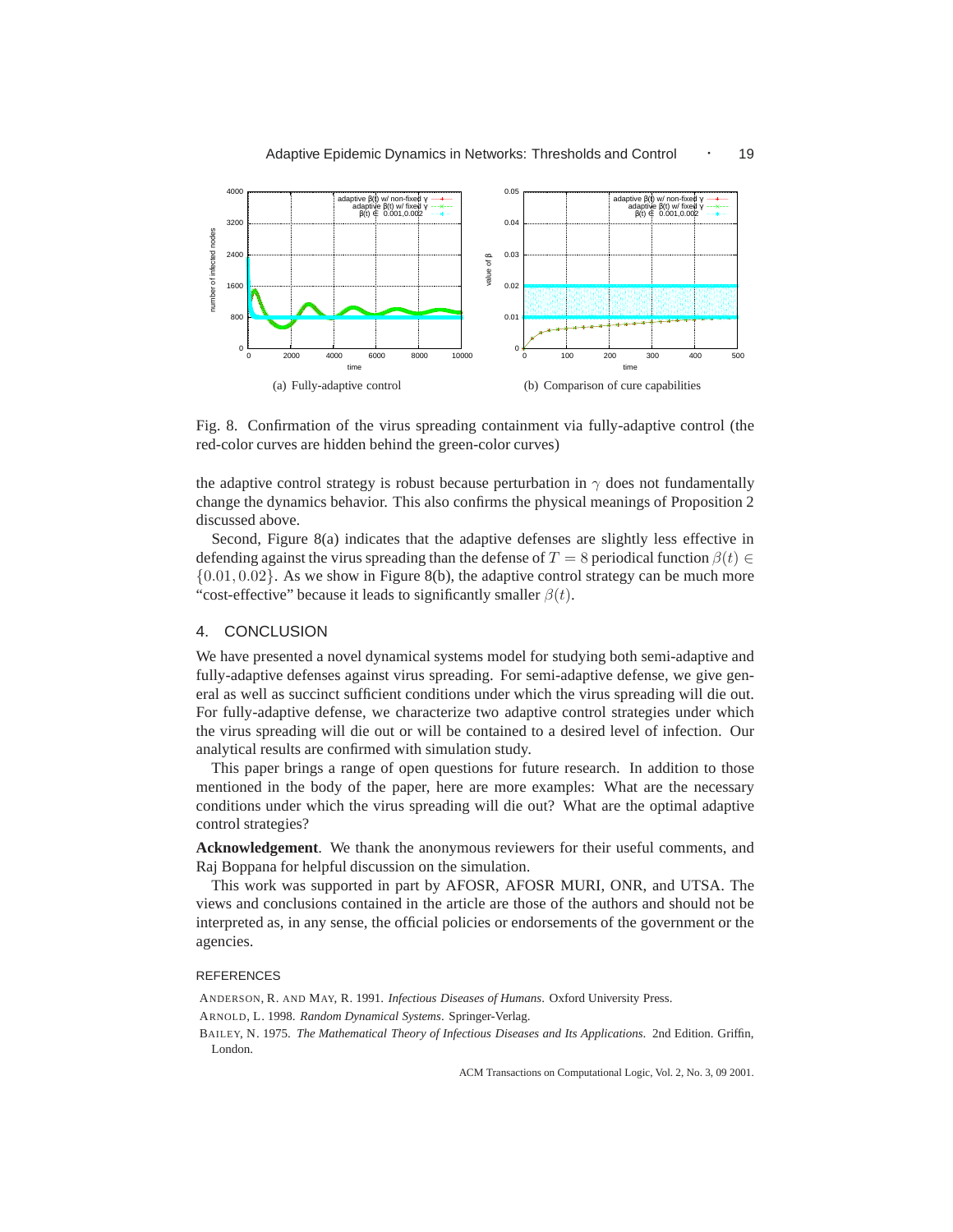(a) Fully-adaptive control

(b) Comparison of cure capabilities

Fig. 8. Confirmation of the virus spreading containment via fully-adaptive control (the red-color curves are hidden behind the green-color curves)

the adaptive control strategy is robust because perturbation in $\gamma$ does not fundamentally change the dynamics behavior. This also confirms the physical meanings of Proposition 2 discussed above.

Second, Figure 8(a) indicates that the adaptive defenses are slightly less effective in defending against the virus spreading than the defense of $T = 8$ periodical function $\beta(t) \in \{0.01, 0.02\}$. As we show in Figure 8(b), the adaptive control strategy can be much more "cost-effective" because it leads to significantly smaller $\beta(t)$.

## 4. CONCLUSION

We have presented a novel dynamical systems model for studying both semi-adaptive and fully-adaptive defenses against virus spreading. For semi-adaptive defense, we give general as well as succinct sufficient conditions under which the virus spreading will die out. For fully-adaptive defense, we characterize two adaptive control strategies under which the virus spreading will die out or will be contained to a desired level of infection. Our analytical results are confirmed with simulation study.

This paper brings a range of open questions for future research. In addition to those mentioned in the body of the paper, here are more examples: What are the necessary conditions under which the virus spreading will die out? What are the optimal adaptive control strategies?

**Acknowledgement**. We thank the anonymous reviewers for their useful comments, and Raj Boppana for helpful discussion on the simulation.

This work was supported in part by AFOSR, AFOSR MURI, ONR, and UTSA. The views and conclusions contained in the article are those of the authors and should not be interpreted as, in any sense, the official policies or endorsements of the government or the agencies.

## REFERENCES

ANDERSON, R. AND MAY, R. 1991. *Infectious Diseases of Humans*. Oxford University Press.

ARNOLD, L. 1998. *Random Dynamical Systems*. Springer-Verlag.

BAILEY, N. 1975. *The Mathematical Theory of Infectious Diseases and Its Applications*. 2nd Edition. Griffin, London.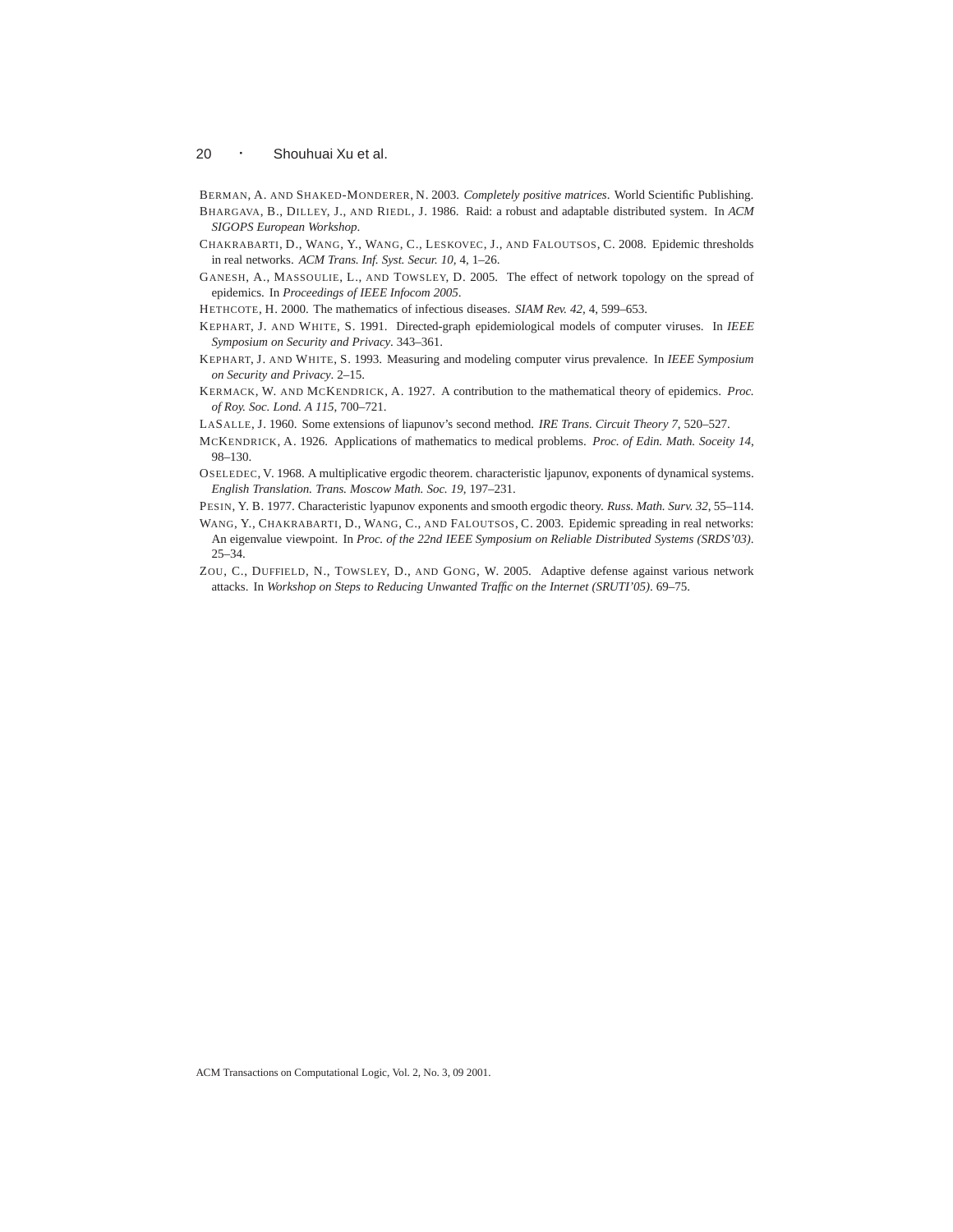BERMAN, A. AND SHAKED-MONDERER, N. 2003. *Completely positive matrices*. World Scientific Publishing.

BHARGAVA, B., DILLEY, J., AND RIEDL, J. 1986. Raid: a robust and adaptable distributed system. In *ACM SIGOPS European Workshop*.

CHAKRABARTI, D., WANG, Y., WANG, C., LESKOVEC, J., AND FALOUTSOS, C. 2008. Epidemic thresholds in real networks. *ACM Trans. Inf. Syst. Secur. 10,* 4, 1–26.

GANESH, A., MASSOULIE, L., AND TOWSLEY, D. 2005. The effect of network topology on the spread of epidemics. In *Proceedings of IEEE Infocom 2005*.

HETHCOTE, H. 2000. The mathematics of infectious diseases. *SIAM Rev. 42,* 4, 599–653.

KEPHART, J. AND WHITE, S. 1991. Directed-graph epidemiological models of computer viruses. In *IEEE Symposium on Security and Privacy*. 343–361.

KEPHART, J. AND WHITE, S. 1993. Measuring and modeling computer virus prevalence. In *IEEE Symposium on Security and Privacy*. 2–15.

KERMACK, W. AND MCKENDRICK, A. 1927. A contribution to the mathematical theory of epidemics. *Proc. of Roy. Soc. Lond. A 115,* 700–721.

LASALLE, J. 1960. Some extensions of liapunov's second method. *IRE Trans. Circuit Theory 7,* 520–527.

MCKENDRICK, A. 1926. Applications of mathematics to medical problems. *Proc. of Edin. Math. Soceity 14,* 98–130.

OSELEDEC, V. 1968. A multiplicative ergodic theorem. characteristic ljapunov, exponents of dynamical systems. *English Translation. Trans. Moscow Math. Soc. 19,* 197–231.

PESIN, Y. B. 1977. Characteristic lyapunov exponents and smooth ergodic theory. *Russ. Math. Surv. 32,* 55–114.

WANG, Y., CHAKRABARTI, D., WANG, C., AND FALOUTSOS, C. 2003. Epidemic spreading in real networks: An eigenvalue viewpoint. In *Proc. of the 22nd IEEE Symposium on Reliable Distributed Systems (SRDS'03)*. 25–34.

ZOU, C., DUFFIELD, N., TOWSLEY, D., AND GONG, W. 2005. Adaptive defense against various network attacks. In *Workshop on Steps to Reducing Unwanted Traffic on the Internet (SRUTI'05)*. 69–75.